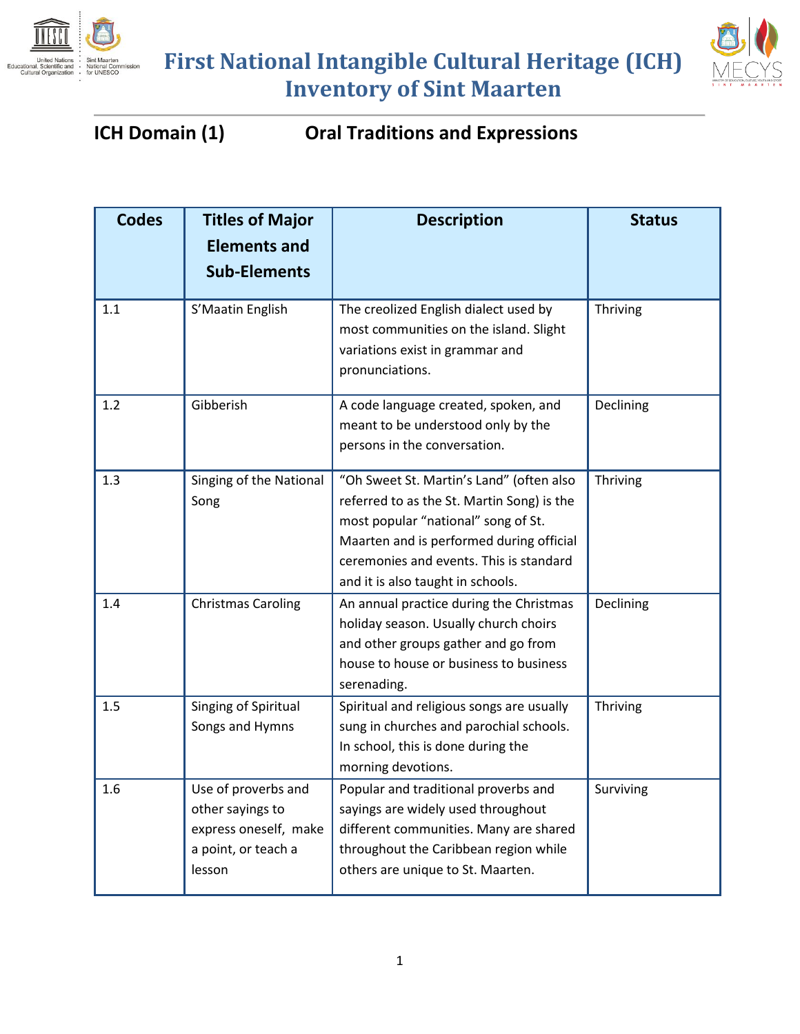# First National Intangible Cultural Heritage (ICH) Inventory of Sint Maarten

## ICH Domain (1) Oral Traditions and Expressions

| Codes | Titles of Major Elements and Sub-Elements | Description | Status |
|---|---|---|---|
| 1.1 | S'Maatin English | The creolized English dialect used by most communities on the island. Slight variations exist in grammar and pronunciations. | Thriving |
| 1.2 | Gibberish | A code language created, spoken, and meant to be understood only by the persons in the conversation. | Declining |
| 1.3 | Singing of the National Song | "Oh Sweet St. Martin's Land" (often also referred to as the St. Martin Song) is the most popular "national" song of St. Maarten and is performed during official ceremonies and events. This is standard and it is also taught in schools. | Thriving |
| 1.4 | Christmas Caroling | An annual practice during the Christmas holiday season. Usually church choirs and other groups gather and go from house to house or business to business serenading. | Declining |
| 1.5 | Singing of Spiritual Songs and Hymns | Spiritual and religious songs are usually sung in churches and parochial schools. In school, this is done during the morning devotions. | Thriving |
| 1.6 | Use of proverbs and other sayings to express oneself, make a point, or teach a lesson | Popular and traditional proverbs and sayings are widely used throughout different communities. Many are shared throughout the Caribbean region while others are unique to St. Maarten. | Surviving |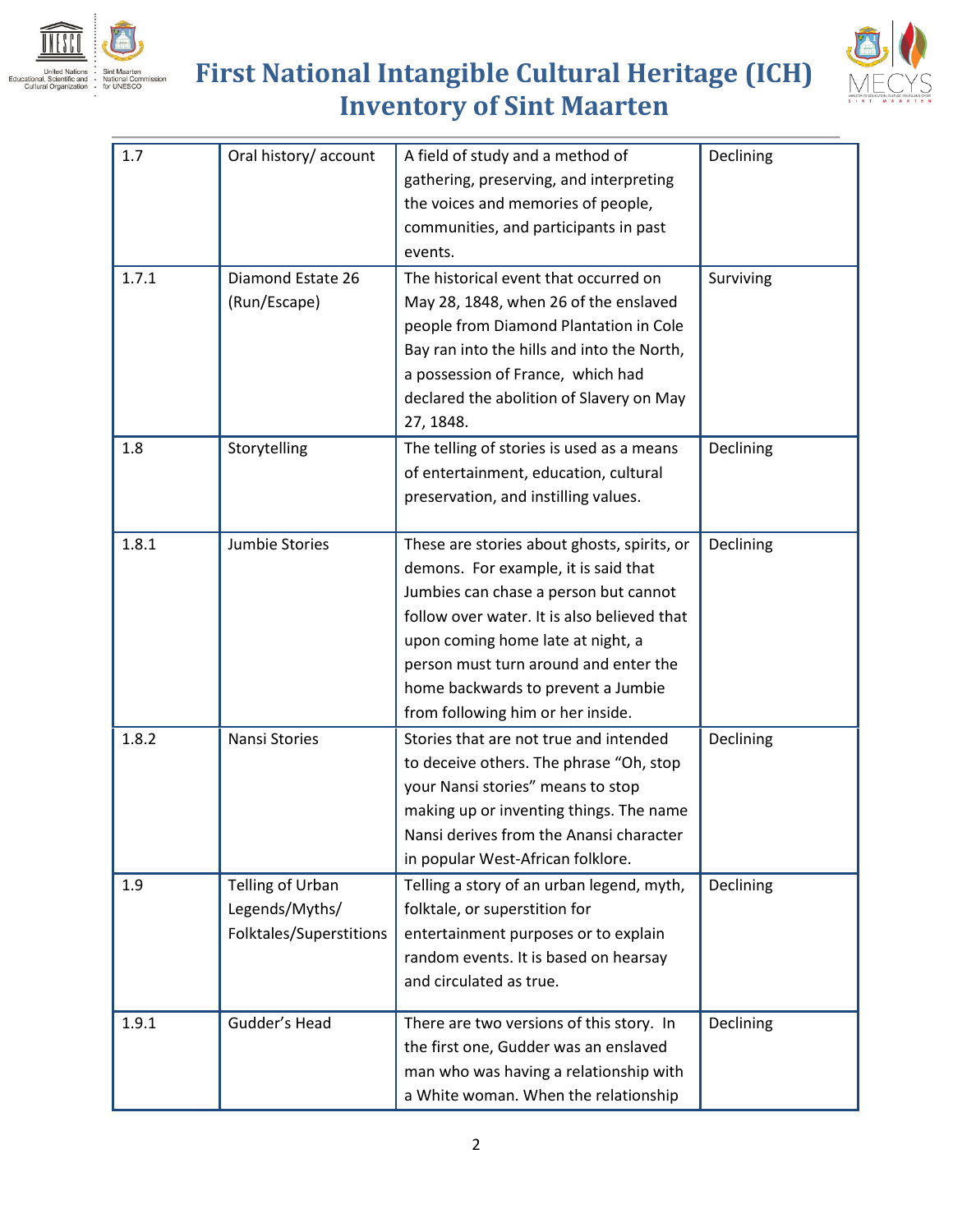| 1.7 | Oral history/ account | A field of study and a method of gathering, preserving, and interpreting the voices and memories of people, communities, and participants in past events. | Declining |
|---|---|---|---|
| 1.7.1 | Diamond Estate 26 (Run/Escape) | The historical event that occurred on May 28, 1848, when 26 of the enslaved people from Diamond Plantation in Cole Bay ran into the hills and into the North, a possession of France, which had declared the abolition of Slavery on May 27, 1848. | Surviving |
| 1.8 | Storytelling | The telling of stories is used as a means of entertainment, education, cultural preservation, and instilling values. | Declining |
| 1.8.1 | Jumbie Stories | These are stories about ghosts, spirits, or demons. For example, it is said that Jumbies can chase a person but cannot follow over water. It is also believed that upon coming home late at night, a person must turn around and enter the home backwards to prevent a Jumbie from following him or her inside. | Declining |
| 1.8.2 | Nansi Stories | Stories that are not true and intended to deceive others. The phrase "Oh, stop your Nansi stories" means to stop making up or inventing things. The name Nansi derives from the Anansi character in popular West-African folklore. | Declining |
| 1.9 | Telling of Urban Legends/Myths/ Folktales/Superstitions | Telling a story of an urban legend, myth, folktale, or superstition for entertainment purposes or to explain random events. It is based on hearsay and circulated as true. | Declining |
| 1.9.1 | Gudder's Head | There are two versions of this story. In the first one, Gudder was an enslaved man who was having a relationship with a White woman. When the relationship | Declining |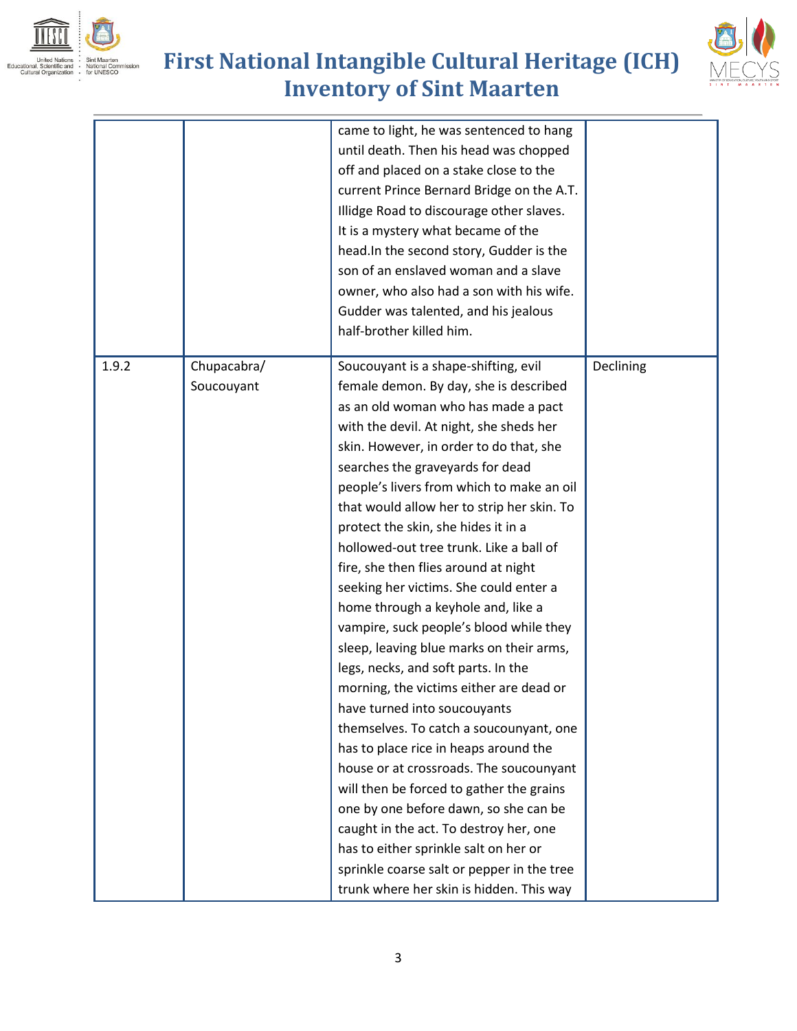| | | came to light, he was sentenced to hang until death. Then his head was chopped off and placed on a stake close to the current Prince Bernard Bridge on the A.T. Illidge Road to discourage other slaves. It is a mystery what became of the head.In the second story, Gudder is the son of an enslaved woman and a slave owner, who also had a son with his wife. Gudder was talented, and his jealous half-brother killed him. | |
|---|---|---|---|
| 1.9.2 | Chupacabra/ Soucouyant | Soucouyant is a shape-shifting, evil female demon. By day, she is described as an old woman who has made a pact with the devil. At night, she sheds her skin. However, in order to do that, she searches the graveyards for dead people's livers from which to make an oil that would allow her to strip her skin. To protect the skin, she hides it in a hollowed-out tree trunk. Like a ball of fire, she then flies around at night seeking her victims. She could enter a home through a keyhole and, like a vampire, suck people's blood while they sleep, leaving blue marks on their arms, legs, necks, and soft parts. In the morning, the victims either are dead or have turned into soucouyants themselves. To catch a soucounyant, one has to place rice in heaps around the house or at crossroads. The soucounyant will then be forced to gather the grains one by one before dawn, so she can be caught in the act. To destroy her, one has to either sprinkle salt on her or sprinkle coarse salt or pepper in the tree trunk where her skin is hidden. This way | Declining |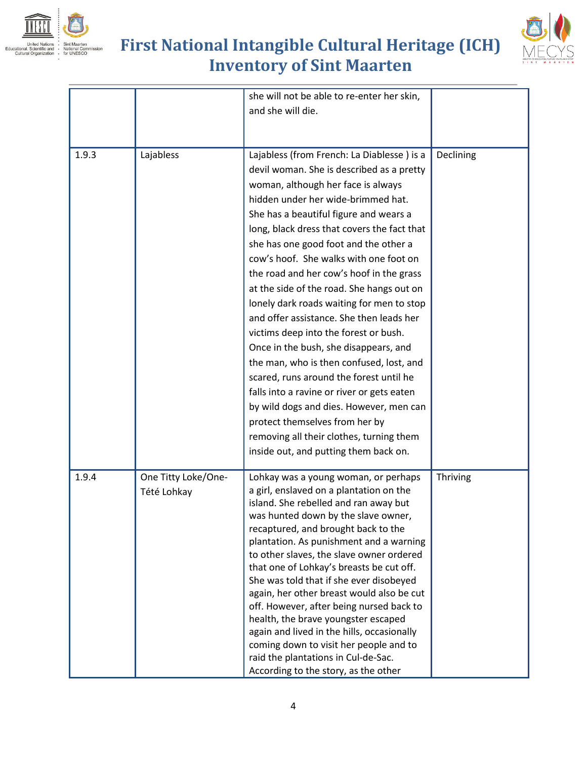|  |  |  |  |
|---|---|---|---|
|  |  | she will not be able to re-enter her skin, and she will die. |  |
| 1.9.3 | Lajabless | Lajabless (from French: La Diablesse ) is a devil woman. She is described as a pretty woman, although her face is always hidden under her wide-brimmed hat. She has a beautiful figure and wears a long, black dress that covers the fact that she has one good foot and the other a cow's hoof. She walks with one foot on the road and her cow's hoof in the grass at the side of the road. She hangs out on lonely dark roads waiting for men to stop and offer assistance. She then leads her victims deep into the forest or bush. Once in the bush, she disappears, and the man, who is then confused, lost, and scared, runs around the forest until he falls into a ravine or river or gets eaten by wild dogs and dies. However, men can protect themselves from her by removing all their clothes, turning them inside out, and putting them back on. | Declining |
| 1.9.4 | One Titty Loke/One-Tété Lohkay | Lohkay was a young woman, or perhaps a girl, enslaved on a plantation on the island. She rebelled and ran away but was hunted down by the slave owner, recaptured, and brought back to the plantation. As punishment and a warning to other slaves, the slave owner ordered that one of Lohkay's breasts be cut off. She was told that if she ever disobeyed again, her other breast would also be cut off. However, after being nursed back to health, the brave youngster escaped again and lived in the hills, occasionally coming down to visit her people and to raid the plantations in Cul-de-Sac. According to the story, as the other | Thriving |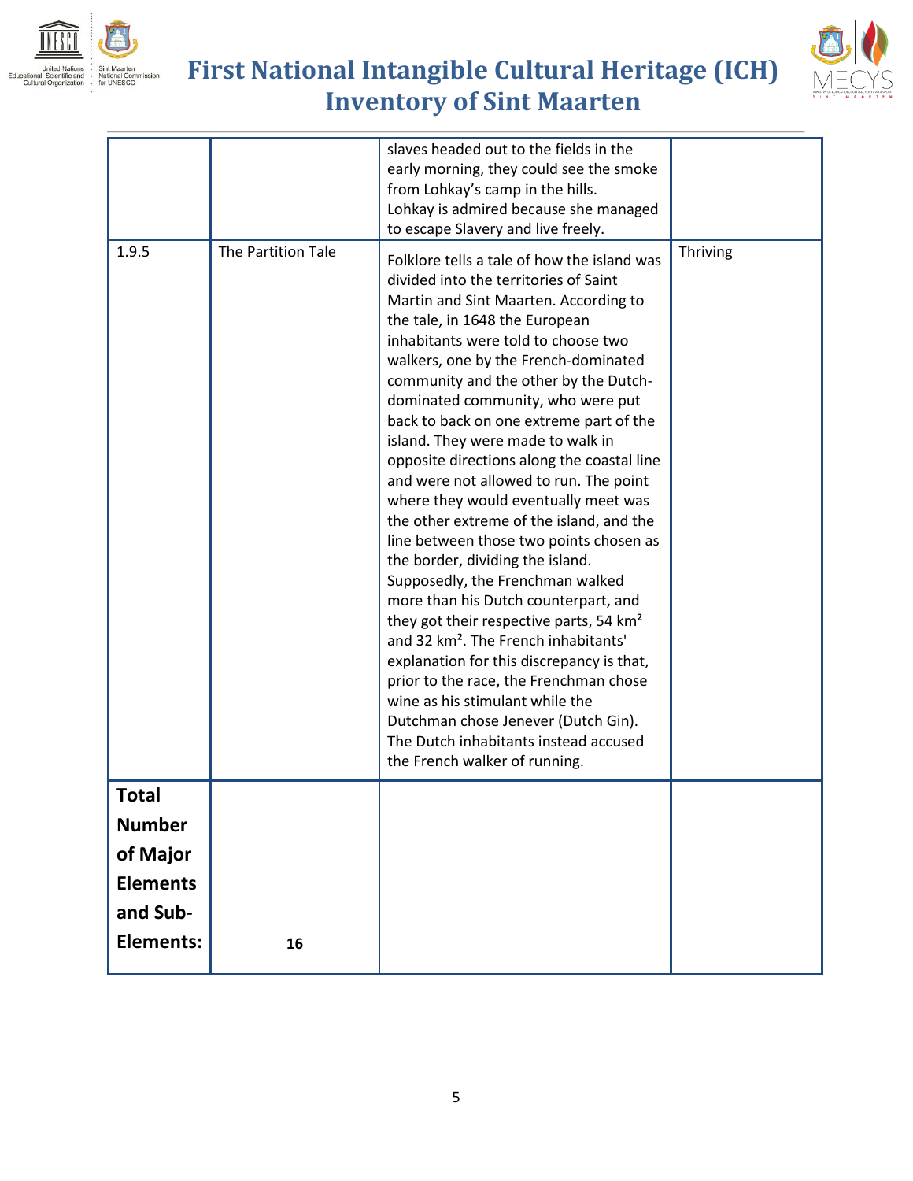| | | | |
|---|---|---|---|
| | | slaves headed out to the fields in the early morning, they could see the smoke from Lohkay's camp in the hills. Lohkay is admired because she managed to escape Slavery and live freely. | |
| 1.9.5 | The Partition Tale | Folklore tells a tale of how the island was divided into the territories of Saint Martin and Sint Maarten. According to the tale, in 1648 the European inhabitants were told to choose two walkers, one by the French-dominated community and the other by the Dutch-dominated community, who were put back to back on one extreme part of the island. They were made to walk in opposite directions along the coastal line and were not allowed to run. The point where they would eventually meet was the other extreme of the island, and the line between those two points chosen as the border, dividing the island. Supposedly, the Frenchman walked more than his Dutch counterpart, and they got their respective parts, 54 km² and 32 km². The French inhabitants' explanation for this discrepancy is that, prior to the race, the Frenchman chose wine as his stimulant while the Dutchman chose Jenever (Dutch Gin). The Dutch inhabitants instead accused the French walker of running. | Thriving |
| **Total Number of Major Elements and Sub-Elements:** | **16** | | |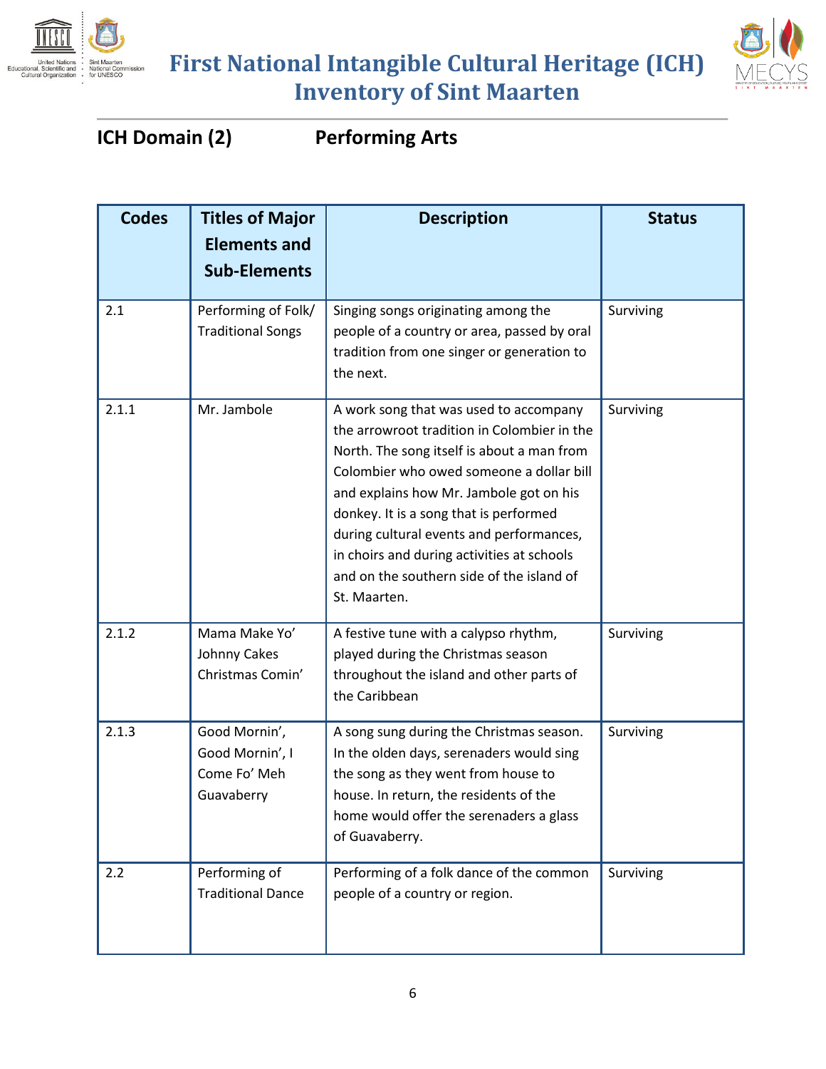# First National Intangible Cultural Heritage (ICH) Inventory of Sint Maarten

## ICH Domain (2) Performing Arts

| Codes | Titles of Major Elements and Sub-Elements | Description | Status |
|---|---|---|---|
| 2.1 | Performing of Folk/ Traditional Songs | Singing songs originating among the people of a country or area, passed by oral tradition from one singer or generation to the next. | Surviving |
| 2.1.1 | Mr. Jambole | A work song that was used to accompany the arrowroot tradition in Colombier in the North. The song itself is about a man from Colombier who owed someone a dollar bill and explains how Mr. Jambole got on his donkey. It is a song that is performed during cultural events and performances, in choirs and during activities at schools and on the southern side of the island of St. Maarten. | Surviving |
| 2.1.2 | Mama Make Yo' Johnny Cakes Christmas Comin' | A festive tune with a calypso rhythm, played during the Christmas season throughout the island and other parts of the Caribbean | Surviving |
| 2.1.3 | Good Mornin', Good Mornin', I Come Fo' Meh Guavaberry | A song sung during the Christmas season. In the olden days, serenaders would sing the song as they went from house to house. In return, the residents of the home would offer the serenaders a glass of Guavaberry. | Surviving |
| 2.2 | Performing of Traditional Dance | Performing of a folk dance of the common people of a country or region. | Surviving |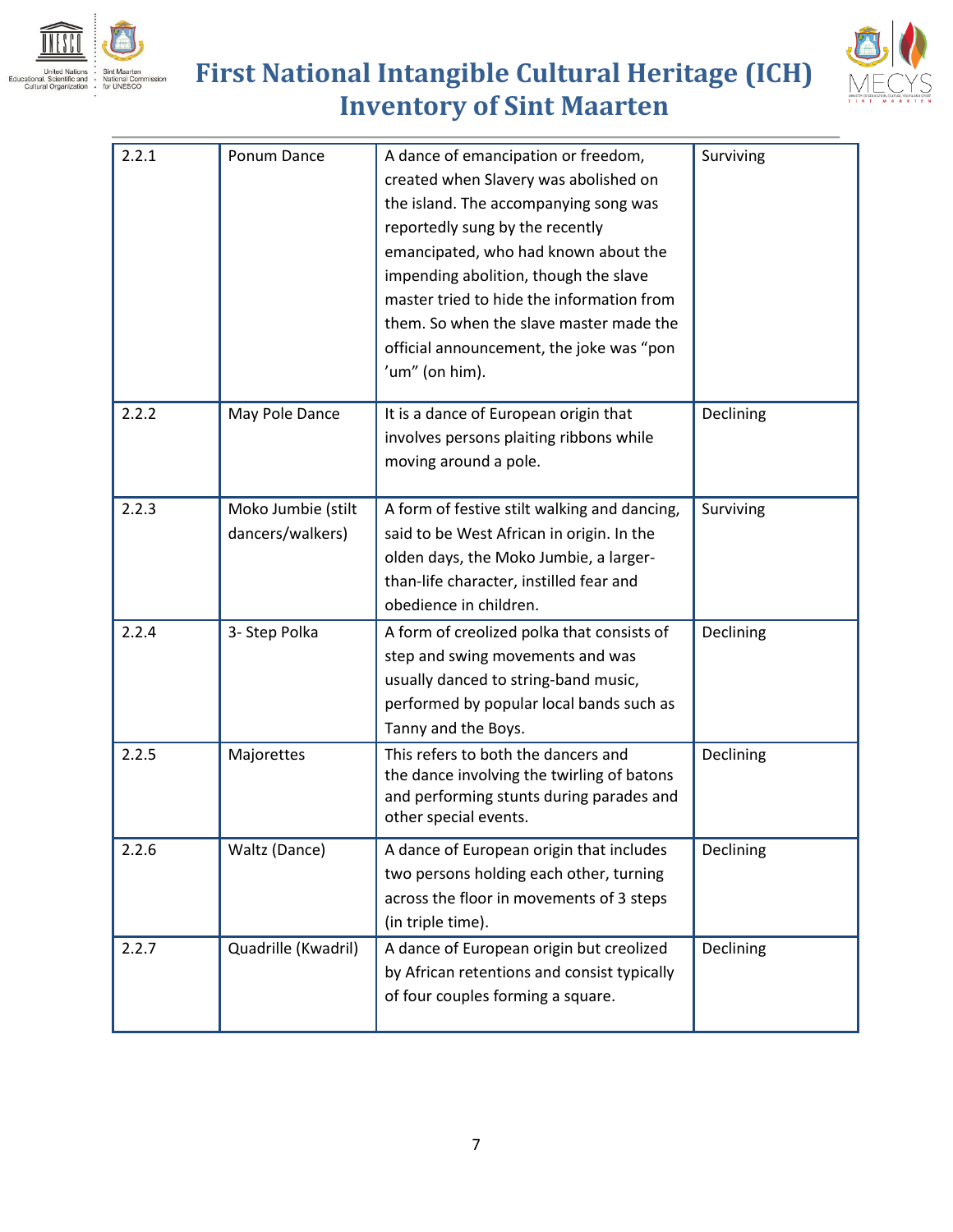| 2.2.1 | Ponum Dance | A dance of emancipation or freedom, created when Slavery was abolished on the island. The accompanying song was reportedly sung by the recently emancipated, who had known about the impending abolition, though the slave master tried to hide the information from them. So when the slave master made the official announcement, the joke was "pon 'um" (on him). | Surviving |
|---|---|---|---|
| 2.2.2 | May Pole Dance | It is a dance of European origin that involves persons plaiting ribbons while moving around a pole. | Declining |
| 2.2.3 | Moko Jumbie (stilt dancers/walkers) | A form of festive stilt walking and dancing, said to be West African in origin. In the olden days, the Moko Jumbie, a larger-than-life character, instilled fear and obedience in children. | Surviving |
| 2.2.4 | 3- Step Polka | A form of creolized polka that consists of step and swing movements and was usually danced to string-band music, performed by popular local bands such as Tanny and the Boys. | Declining |
| 2.2.5 | Majorettes | This refers to both the dancers and the dance involving the twirling of batons and performing stunts during parades and other special events. | Declining |
| 2.2.6 | Waltz (Dance) | A dance of European origin that includes two persons holding each other, turning across the floor in movements of 3 steps (in triple time). | Declining |
| 2.2.7 | Quadrille (Kwadril) | A dance of European origin but creolized by African retentions and consist typically of four couples forming a square. | Declining |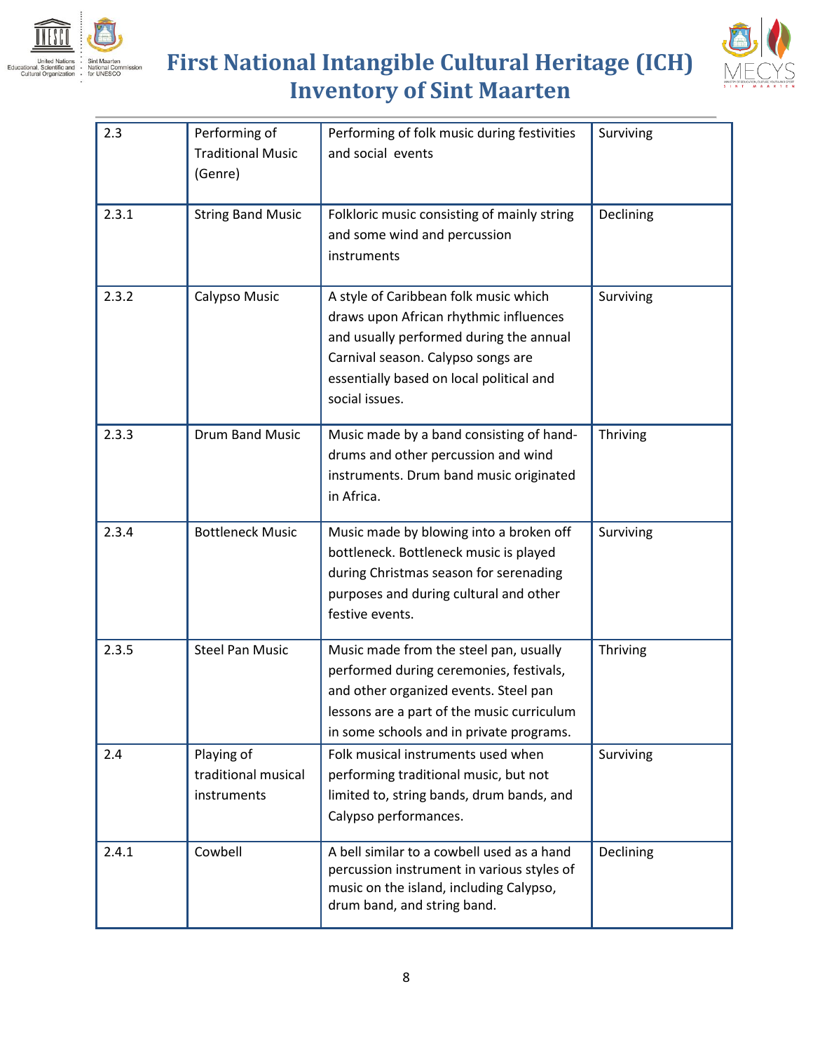| 2.3 | Performing of Traditional Music (Genre) | Performing of folk music during festivities and social events | Surviving |
|---|---|---|---|
| 2.3.1 | String Band Music | Folkloric music consisting of mainly string and some wind and percussion instruments | Declining |
| 2.3.2 | Calypso Music | A style of Caribbean folk music which draws upon African rhythmic influences and usually performed during the annual Carnival season. Calypso songs are essentially based on local political and social issues. | Surviving |
| 2.3.3 | Drum Band Music | Music made by a band consisting of hand-drums and other percussion and wind instruments. Drum band music originated in Africa. | Thriving |
| 2.3.4 | Bottleneck Music | Music made by blowing into a broken off bottleneck. Bottleneck music is played during Christmas season for serenading purposes and during cultural and other festive events. | Surviving |
| 2.3.5 | Steel Pan Music | Music made from the steel pan, usually performed during ceremonies, festivals, and other organized events. Steel pan lessons are a part of the music curriculum in some schools and in private programs. | Thriving |
| 2.4 | Playing of traditional musical instruments | Folk musical instruments used when performing traditional music, but not limited to, string bands, drum bands, and Calypso performances. | Surviving |
| 2.4.1 | Cowbell | A bell similar to a cowbell used as a hand percussion instrument in various styles of music on the island, including Calypso, drum band, and string band. | Declining |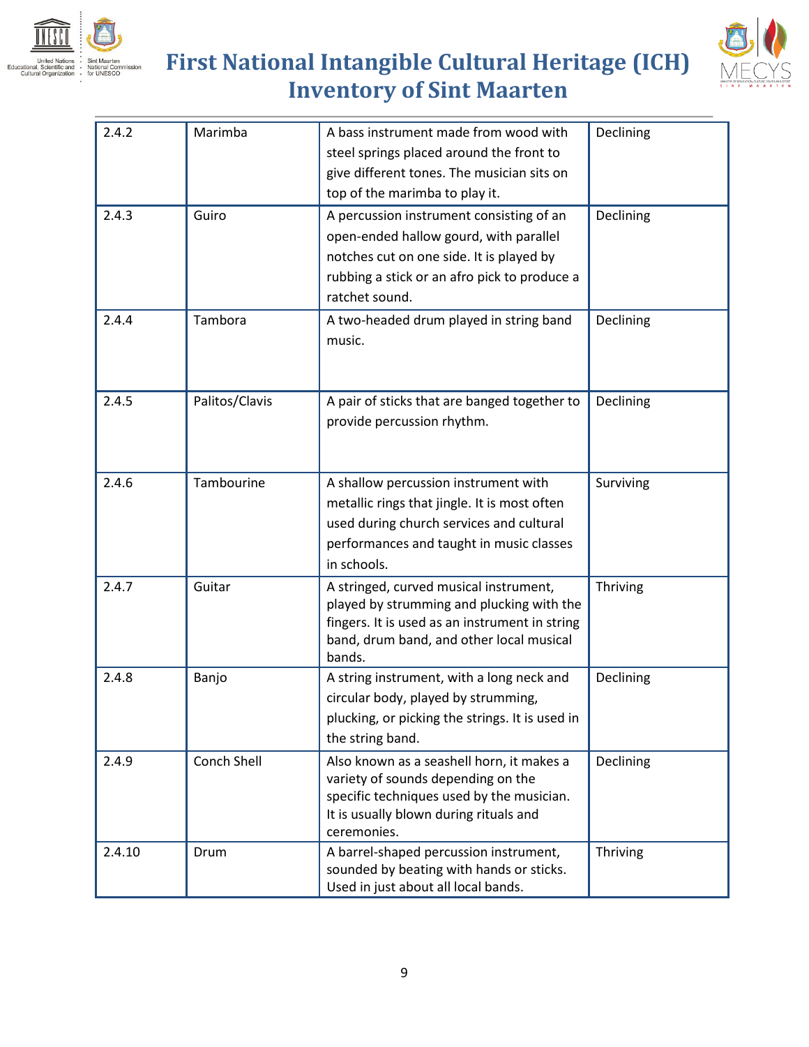| 2.4.2 | Marimba | A bass instrument made from wood with steel springs placed around the front to give different tones. The musician sits on top of the marimba to play it. | Declining |
|---|---|---|---|
| 2.4.3 | Guiro | A percussion instrument consisting of an open-ended hallow gourd, with parallel notches cut on one side. It is played by rubbing a stick or an afro pick to produce a ratchet sound. | Declining |
| 2.4.4 | Tambora | A two-headed drum played in string band music. | Declining |
| 2.4.5 | Palitos/Clavis | A pair of sticks that are banged together to provide percussion rhythm. | Declining |
| 2.4.6 | Tambourine | A shallow percussion instrument with metallic rings that jingle. It is most often used during church services and cultural performances and taught in music classes in schools. | Surviving |
| 2.4.7 | Guitar | A stringed, curved musical instrument, played by strumming and plucking with the fingers. It is used as an instrument in string band, drum band, and other local musical bands. | Thriving |
| 2.4.8 | Banjo | A string instrument, with a long neck and circular body, played by strumming, plucking, or picking the strings. It is used in the string band. | Declining |
| 2.4.9 | Conch Shell | Also known as a seashell horn, it makes a variety of sounds depending on the specific techniques used by the musician. It is usually blown during rituals and ceremonies. | Declining |
| 2.4.10 | Drum | A barrel-shaped percussion instrument, sounded by beating with hands or sticks. Used in just about all local bands. | Thriving |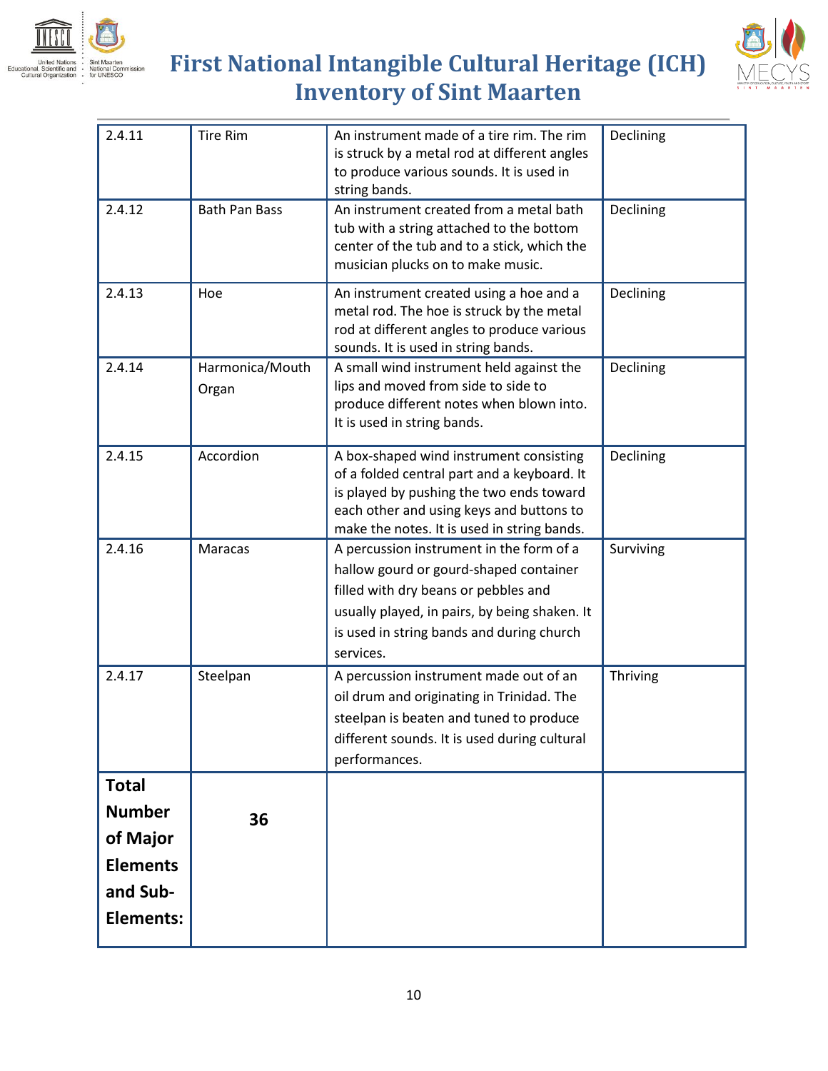| 2.4.11 | Tire Rim | An instrument made of a tire rim. The rim is struck by a metal rod at different angles to produce various sounds. It is used in string bands. | Declining |
|---|---|---|---|
| 2.4.12 | Bath Pan Bass | An instrument created from a metal bath tub with a string attached to the bottom center of the tub and to a stick, which the musician plucks on to make music. | Declining |
| 2.4.13 | Hoe | An instrument created using a hoe and a metal rod. The hoe is struck by the metal rod at different angles to produce various sounds. It is used in string bands. | Declining |
| 2.4.14 | Harmonica/Mouth Organ | A small wind instrument held against the lips and moved from side to side to produce different notes when blown into. It is used in string bands. | Declining |
| 2.4.15 | Accordion | A box-shaped wind instrument consisting of a folded central part and a keyboard. It is played by pushing the two ends toward each other and using keys and buttons to make the notes. It is used in string bands. | Declining |
| 2.4.16 | Maracas | A percussion instrument in the form of a hallow gourd or gourd-shaped container filled with dry beans or pebbles and usually played, in pairs, by being shaken. It is used in string bands and during church services. | Surviving |
| 2.4.17 | Steelpan | A percussion instrument made out of an oil drum and originating in Trinidad. The steelpan is beaten and tuned to produce different sounds. It is used during cultural performances. | Thriving |
| **Total Number of Major Elements and Sub-Elements:** | **36** | | |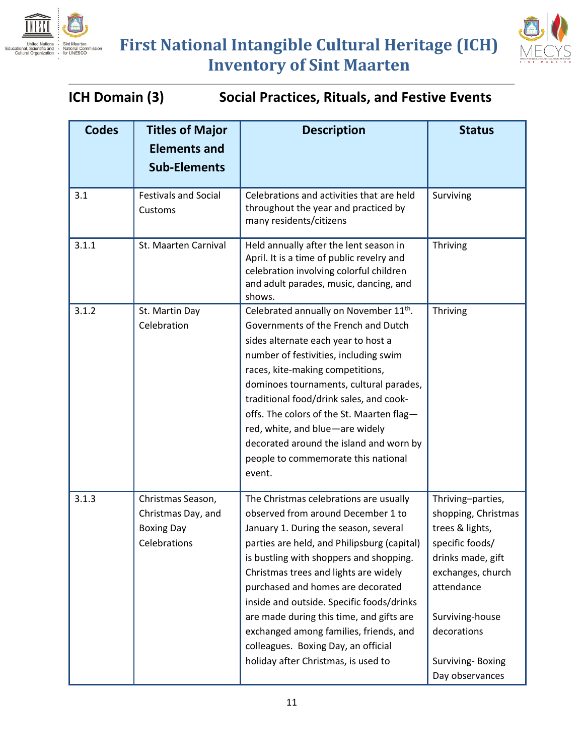# First National Intangible Cultural Heritage (ICH) Inventory of Sint Maarten

## ICH Domain (3) Social Practices, Rituals, and Festive Events

| Codes | Titles of Major Elements and Sub-Elements | Description | Status |
|---|---|---|---|
| 3.1 | Festivals and Social Customs | Celebrations and activities that are held throughout the year and practiced by many residents/citizens | Surviving |
| 3.1.1 | St. Maarten Carnival | Held annually after the lent season in April. It is a time of public revelry and celebration involving colorful children and adult parades, music, dancing, and shows. | Thriving |
| 3.1.2 | St. Martin Day Celebration | Celebrated annually on November 11th. Governments of the French and Dutch sides alternate each year to host a number of festivities, including swim races, kite-making competitions, dominoes tournaments, cultural parades, traditional food/drink sales, and cook-offs. The colors of the St. Maarten flag—red, white, and blue—are widely decorated around the island and worn by people to commemorate this national event. | Thriving |
| 3.1.3 | Christmas Season, Christmas Day, and Boxing Day Celebrations | The Christmas celebrations are usually observed from around December 1 to January 1. During the season, several parties are held, and Philipsburg (capital) is bustling with shoppers and shopping. Christmas trees and lights are widely purchased and homes are decorated inside and outside. Specific foods/drinks are made during this time, and gifts are exchanged among families, friends, and colleagues. Boxing Day, an official holiday after Christmas, is used to | Thriving–parties, shopping, Christmas trees & lights, specific foods/ drinks made, gift exchanges, church attendance<br><br>Surviving-house decorations<br><br>Surviving- Boxing Day observances |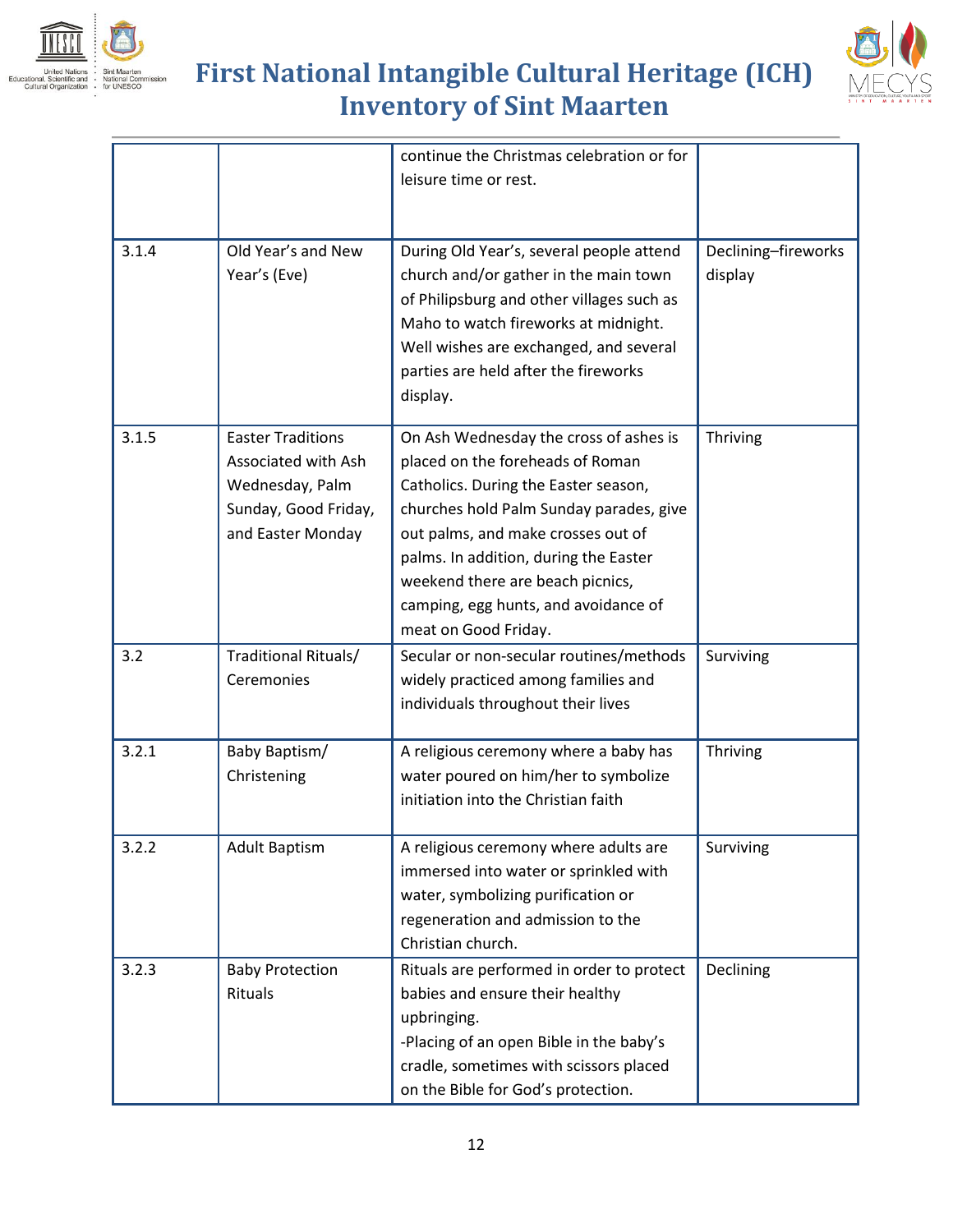| | | continue the Christmas celebration or for leisure time or rest. | |
|---|---|---|---|
| 3.1.4 | Old Year's and New Year's (Eve) | During Old Year's, several people attend church and/or gather in the main town of Philipsburg and other villages such as Maho to watch fireworks at midnight. Well wishes are exchanged, and several parties are held after the fireworks display. | Declining–fireworks display |
| 3.1.5 | Easter Traditions Associated with Ash Wednesday, Palm Sunday, Good Friday, and Easter Monday | On Ash Wednesday the cross of ashes is placed on the foreheads of Roman Catholics. During the Easter season, churches hold Palm Sunday parades, give out palms, and make crosses out of palms. In addition, during the Easter weekend there are beach picnics, camping, egg hunts, and avoidance of meat on Good Friday. | Thriving |
| 3.2 | Traditional Rituals/ Ceremonies | Secular or non-secular routines/methods widely practiced among families and individuals throughout their lives | Surviving |
| 3.2.1 | Baby Baptism/ Christening | A religious ceremony where a baby has water poured on him/her to symbolize initiation into the Christian faith | Thriving |
| 3.2.2 | Adult Baptism | A religious ceremony where adults are immersed into water or sprinkled with water, symbolizing purification or regeneration and admission to the Christian church. | Surviving |
| 3.2.3 | Baby Protection Rituals | Rituals are performed in order to protect babies and ensure their healthy upbringing.<br>-Placing of an open Bible in the baby's cradle, sometimes with scissors placed on the Bible for God's protection. | Declining |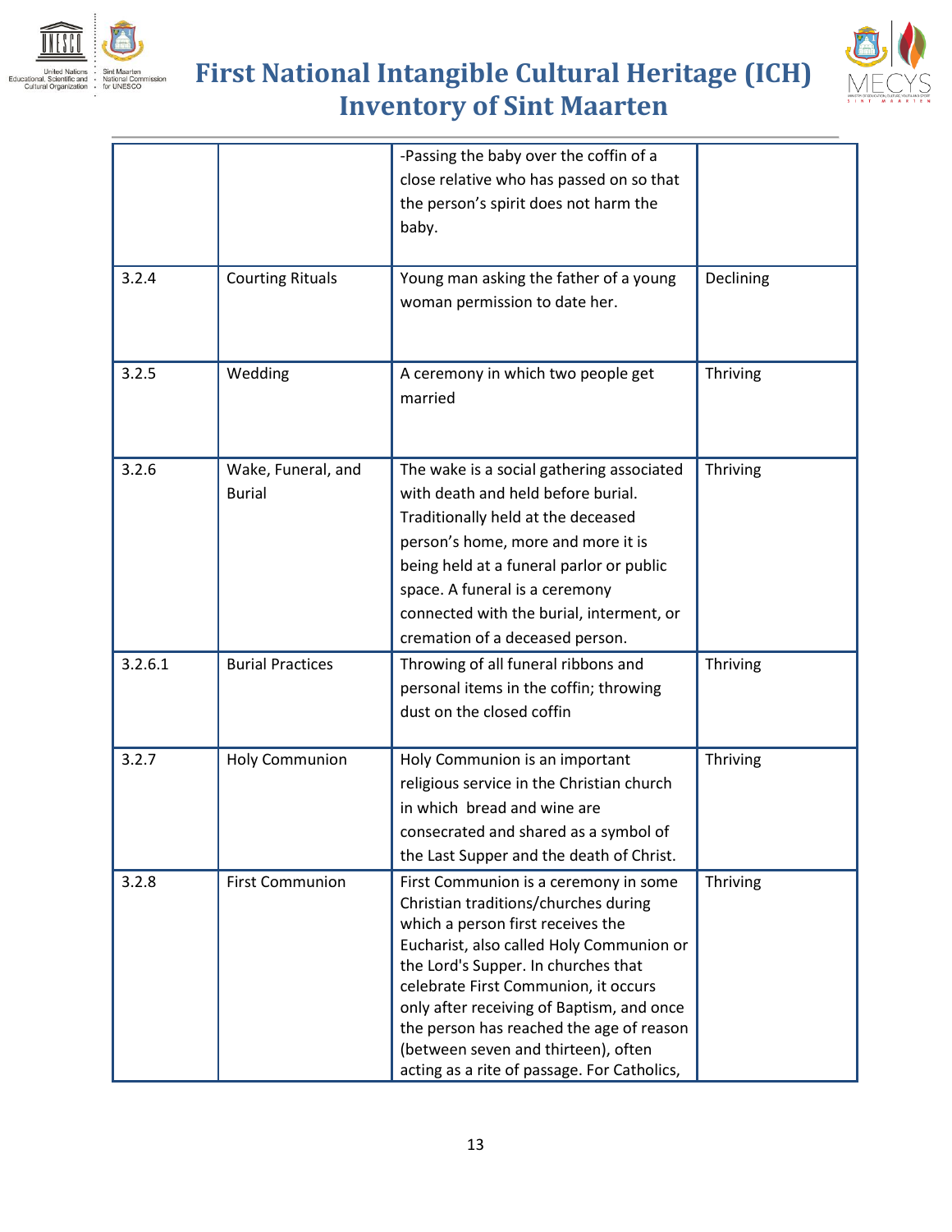|  |  |  |  |
|---|---|---|---|
|  |  | -Passing the baby over the coffin of a close relative who has passed on so that the person's spirit does not harm the baby. |  |
| 3.2.4 | Courting Rituals | Young man asking the father of a young woman permission to date her. | Declining |
| 3.2.5 | Wedding | A ceremony in which two people get married | Thriving |
| 3.2.6 | Wake, Funeral, and Burial | The wake is a social gathering associated with death and held before burial. Traditionally held at the deceased person's home, more and more it is being held at a funeral parlor or public space. A funeral is a ceremony connected with the burial, interment, or cremation of a deceased person. | Thriving |
| 3.2.6.1 | Burial Practices | Throwing of all funeral ribbons and personal items in the coffin; throwing dust on the closed coffin | Thriving |
| 3.2.7 | Holy Communion | Holy Communion is an important religious service in the Christian church in which bread and wine are consecrated and shared as a symbol of the Last Supper and the death of Christ. | Thriving |
| 3.2.8 | First Communion | First Communion is a ceremony in some Christian traditions/churches during which a person first receives the Eucharist, also called Holy Communion or the Lord's Supper. In churches that celebrate First Communion, it occurs only after receiving of Baptism, and once the person has reached the age of reason (between seven and thirteen), often acting as a rite of passage. For Catholics, | Thriving |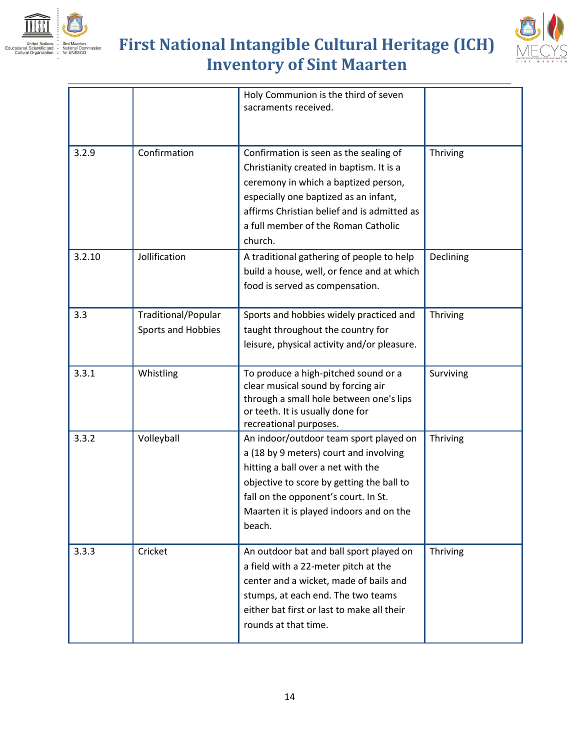| | | | |
|---|---|---|---|
| | | Holy Communion is the third of seven sacraments received. | |
| 3.2.9 | Confirmation | Confirmation is seen as the sealing of Christianity created in baptism. It is a ceremony in which a baptized person, especially one baptized as an infant, affirms Christian belief and is admitted as a full member of the Roman Catholic church. | Thriving |
| 3.2.10 | Jollification | A traditional gathering of people to help build a house, well, or fence and at which food is served as compensation. | Declining |
| 3.3 | Traditional/Popular Sports and Hobbies | Sports and hobbies widely practiced and taught throughout the country for leisure, physical activity and/or pleasure. | Thriving |
| 3.3.1 | Whistling | To produce a high-pitched sound or a clear musical sound by forcing air through a small hole between one's lips or teeth. It is usually done for recreational purposes. | Surviving |
| 3.3.2 | Volleyball | An indoor/outdoor team sport played on a (18 by 9 meters) court and involving hitting a ball over a net with the objective to score by getting the ball to fall on the opponent's court. In St. Maarten it is played indoors and on the beach. | Thriving |
| 3.3.3 | Cricket | An outdoor bat and ball sport played on a field with a 22-meter pitch at the center and a wicket, made of bails and stumps, at each end. The two teams either bat first or last to make all their rounds at that time. | Thriving |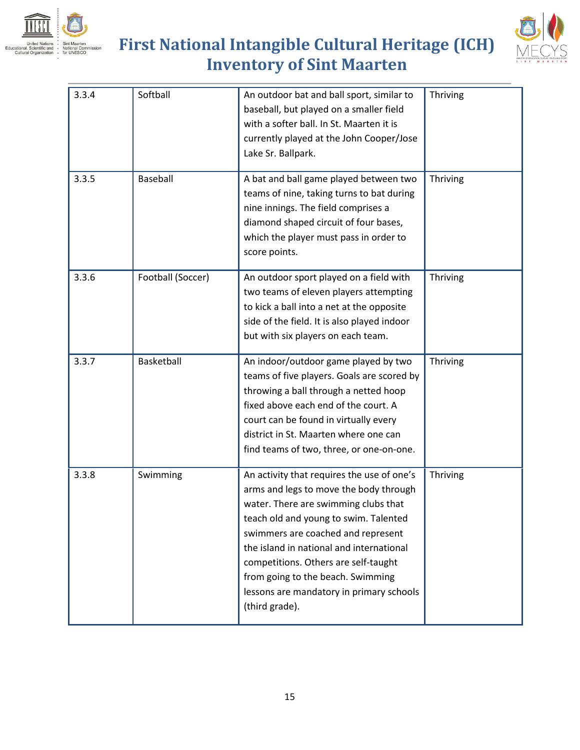| 3.3.4 | Softball | An outdoor bat and ball sport, similar to baseball, but played on a smaller field with a softer ball. In St. Maarten it is currently played at the John Cooper/Jose Lake Sr. Ballpark. | Thriving |
|---|---|---|---|
| 3.3.5 | Baseball | A bat and ball game played between two teams of nine, taking turns to bat during nine innings. The field comprises a diamond shaped circuit of four bases, which the player must pass in order to score points. | Thriving |
| 3.3.6 | Football (Soccer) | An outdoor sport played on a field with two teams of eleven players attempting to kick a ball into a net at the opposite side of the field. It is also played indoor but with six players on each team. | Thriving |
| 3.3.7 | Basketball | An indoor/outdoor game played by two teams of five players. Goals are scored by throwing a ball through a netted hoop fixed above each end of the court. A court can be found in virtually every district in St. Maarten where one can find teams of two, three, or one-on-one. | Thriving |
| 3.3.8 | Swimming | An activity that requires the use of one's arms and legs to move the body through water. There are swimming clubs that teach old and young to swim. Talented swimmers are coached and represent the island in national and international competitions. Others are self-taught from going to the beach. Swimming lessons are mandatory in primary schools (third grade). | Thriving |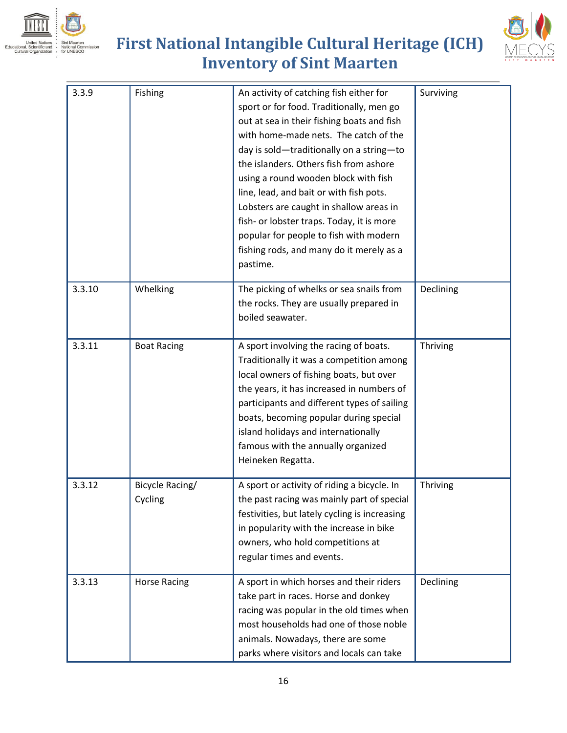| 3.3.9 | Fishing | An activity of catching fish either for sport or for food. Traditionally, men go out at sea in their fishing boats and fish with home-made nets. The catch of the day is sold—traditionally on a string—to the islanders. Others fish from ashore using a round wooden block with fish line, lead, and bait or with fish pots. Lobsters are caught in shallow areas in fish- or lobster traps. Today, it is more popular for people to fish with modern fishing rods, and many do it merely as a pastime. | Surviving |
|---|---|---|---|
| 3.3.10 | Whelking | The picking of whelks or sea snails from the rocks. They are usually prepared in boiled seawater. | Declining |
| 3.3.11 | Boat Racing | A sport involving the racing of boats. Traditionally it was a competition among local owners of fishing boats, but over the years, it has increased in numbers of participants and different types of sailing boats, becoming popular during special island holidays and internationally famous with the annually organized Heineken Regatta. | Thriving |
| 3.3.12 | Bicycle Racing/ Cycling | A sport or activity of riding a bicycle. In the past racing was mainly part of special festivities, but lately cycling is increasing in popularity with the increase in bike owners, who hold competitions at regular times and events. | Thriving |
| 3.3.13 | Horse Racing | A sport in which horses and their riders take part in races. Horse and donkey racing was popular in the old times when most households had one of those noble animals. Nowadays, there are some parks where visitors and locals can take | Declining |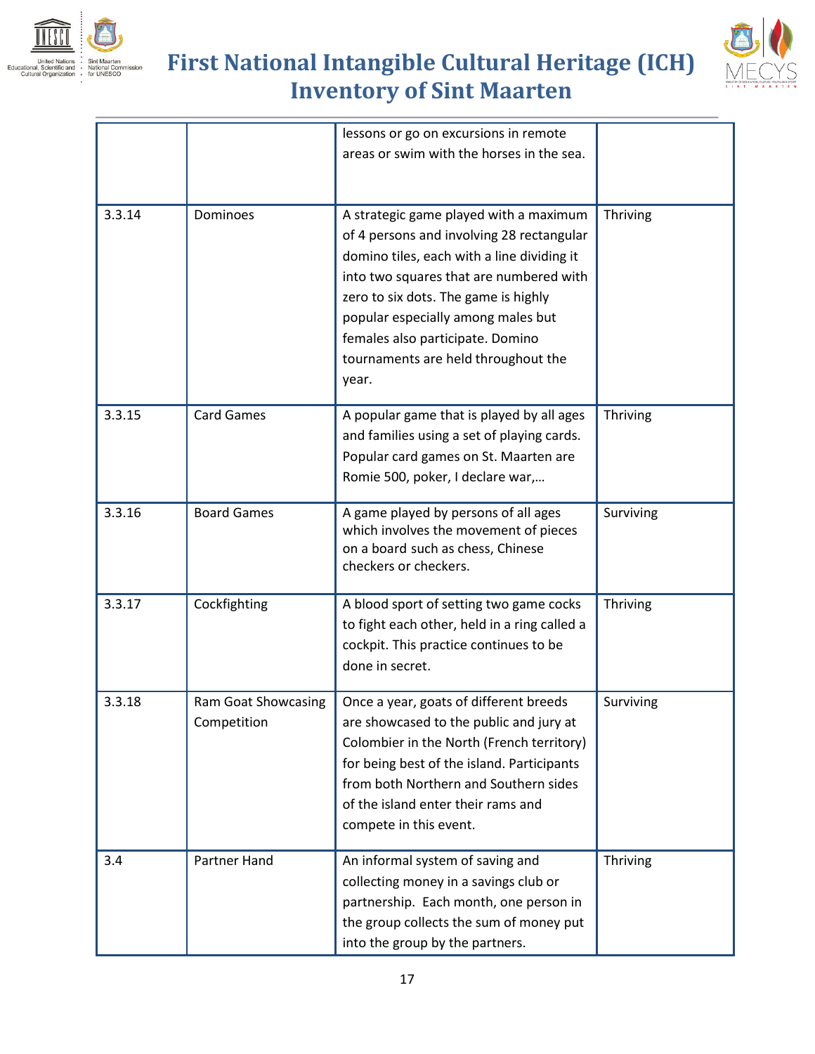|  |  |  |  |
|---|---|---|---|
|  |  | lessons or go on excursions in remote areas or swim with the horses in the sea. |  |
| 3.3.14 | Dominoes | A strategic game played with a maximum of 4 persons and involving 28 rectangular domino tiles, each with a line dividing it into two squares that are numbered with zero to six dots. The game is highly popular especially among males but females also participate. Domino tournaments are held throughout the year. | Thriving |
| 3.3.15 | Card Games | A popular game that is played by all ages and families using a set of playing cards. Popular card games on St. Maarten are Romie 500, poker, I declare war,… | Thriving |
| 3.3.16 | Board Games | A game played by persons of all ages which involves the movement of pieces on a board such as chess, Chinese checkers or checkers. | Surviving |
| 3.3.17 | Cockfighting | A blood sport of setting two game cocks to fight each other, held in a ring called a cockpit. This practice continues to be done in secret. | Thriving |
| 3.3.18 | Ram Goat Showcasing Competition | Once a year, goats of different breeds are showcased to the public and jury at Colombier in the North (French territory) for being best of the island. Participants from both Northern and Southern sides of the island enter their rams and compete in this event. | Surviving |
| 3.4 | Partner Hand | An informal system of saving and collecting money in a savings club or partnership. Each month, one person in the group collects the sum of money put into the group by the partners. | Thriving |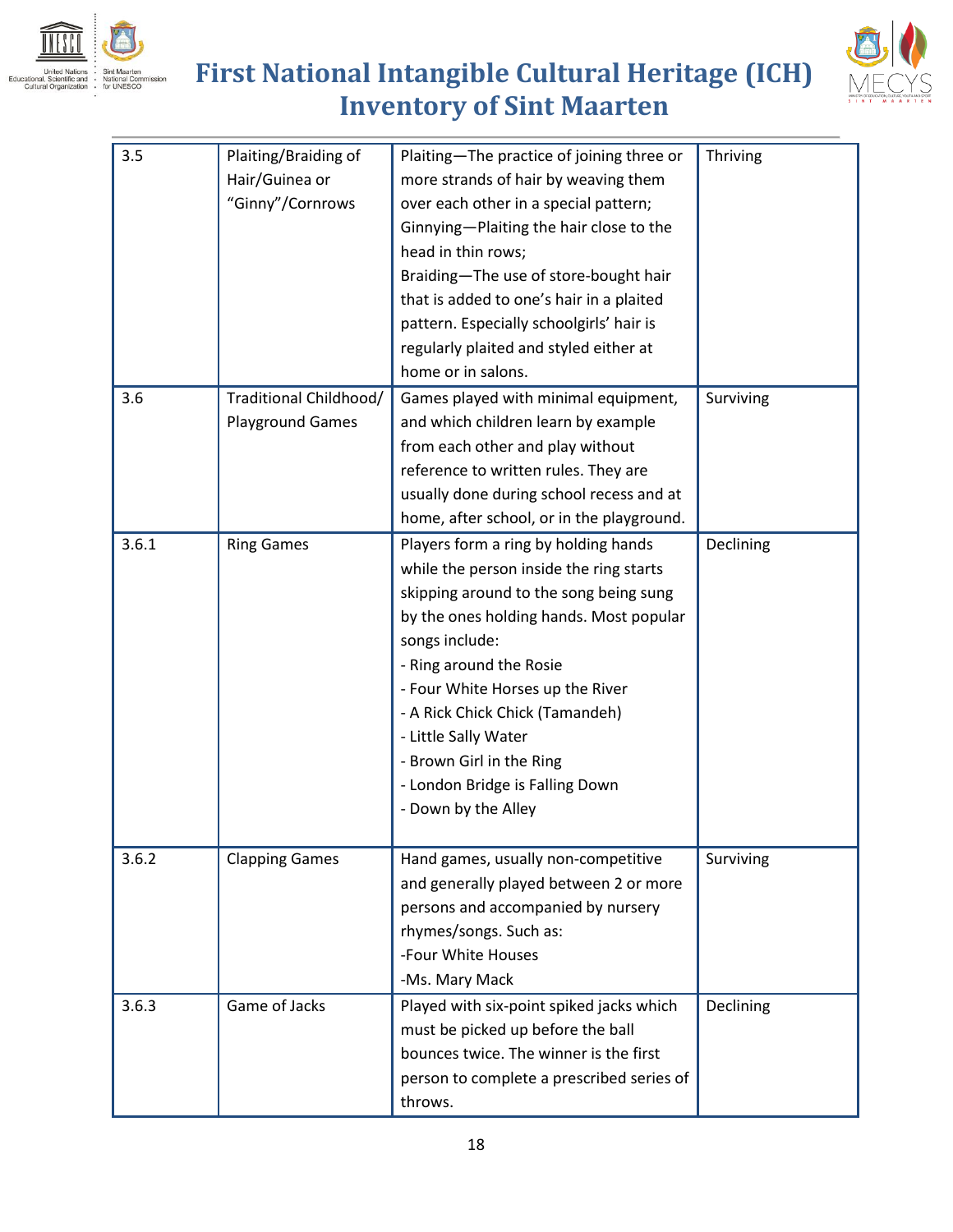| 3.5 | Plaiting/Braiding of Hair/Guinea or "Ginny"/Cornrows | Plaiting—The practice of joining three or more strands of hair by weaving them over each other in a special pattern; Ginnying—Plaiting the hair close to the head in thin rows; Braiding—The use of store-bought hair that is added to one's hair in a plaited pattern. Especially schoolgirls' hair is regularly plaited and styled either at home or in salons. | Thriving |
|---|---|---|---|
| 3.6 | Traditional Childhood/ Playground Games | Games played with minimal equipment, and which children learn by example from each other and play without reference to written rules. They are usually done during school recess and at home, after school, or in the playground. | Surviving |
| 3.6.1 | Ring Games | Players form a ring by holding hands while the person inside the ring starts skipping around to the song being sung by the ones holding hands. Most popular songs include:<br>- Ring around the Rosie<br>- Four White Horses up the River<br>- A Rick Chick Chick (Tamandeh)<br>- Little Sally Water<br>- Brown Girl in the Ring<br>- London Bridge is Falling Down<br>- Down by the Alley | Declining |
| 3.6.2 | Clapping Games | Hand games, usually non-competitive and generally played between 2 or more persons and accompanied by nursery rhymes/songs. Such as:<br>-Four White Houses<br>-Ms. Mary Mack | Surviving |
| 3.6.3 | Game of Jacks | Played with six-point spiked jacks which must be picked up before the ball bounces twice. The winner is the first person to complete a prescribed series of throws. | Declining |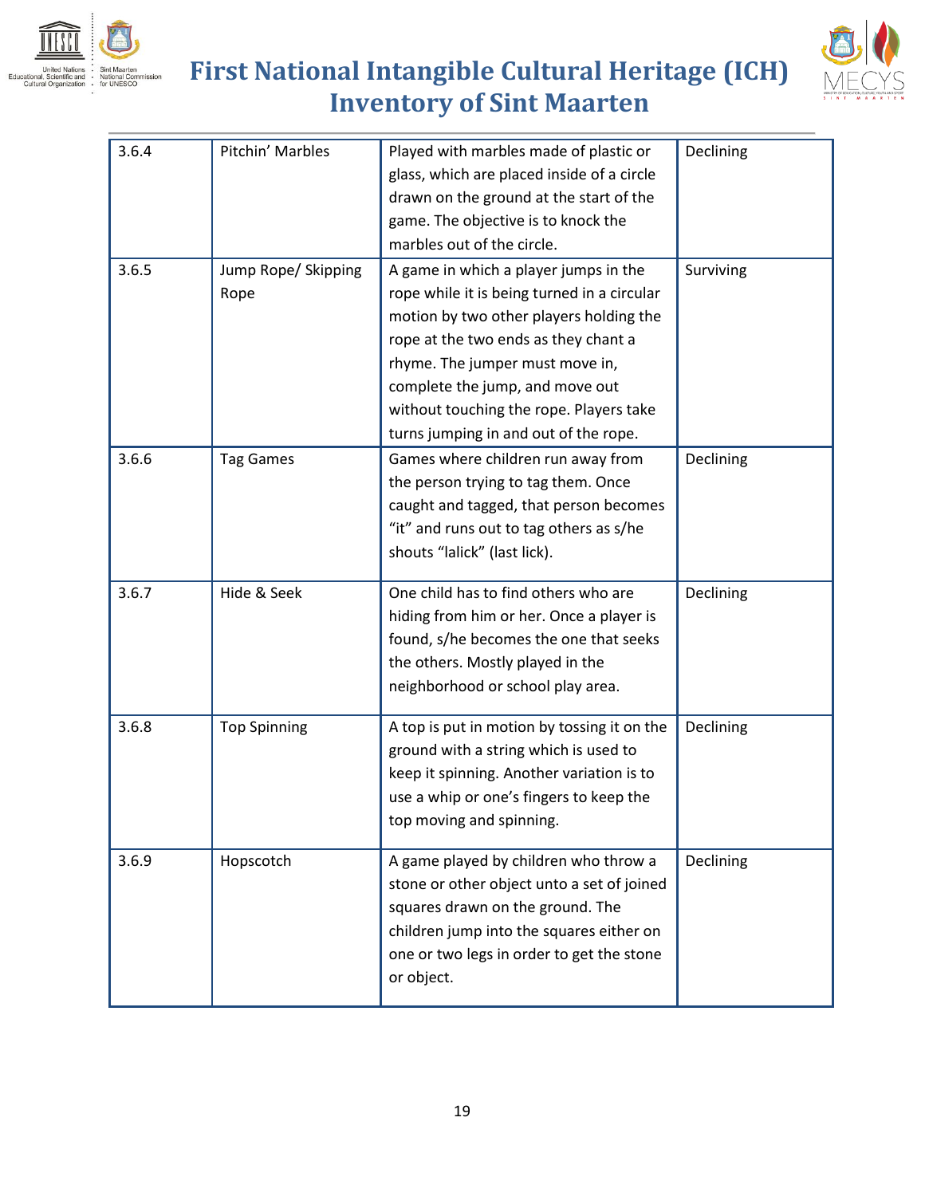| 3.6.4 | Pitchin' Marbles | Played with marbles made of plastic or glass, which are placed inside of a circle drawn on the ground at the start of the game. The objective is to knock the marbles out of the circle. | Declining |
|---|---|---|---|
| 3.6.5 | Jump Rope/ Skipping Rope | A game in which a player jumps in the rope while it is being turned in a circular motion by two other players holding the rope at the two ends as they chant a rhyme. The jumper must move in, complete the jump, and move out without touching the rope. Players take turns jumping in and out of the rope. | Surviving |
| 3.6.6 | Tag Games | Games where children run away from the person trying to tag them. Once caught and tagged, that person becomes "it" and runs out to tag others as s/he shouts "lalick" (last lick). | Declining |
| 3.6.7 | Hide & Seek | One child has to find others who are hiding from him or her. Once a player is found, s/he becomes the one that seeks the others. Mostly played in the neighborhood or school play area. | Declining |
| 3.6.8 | Top Spinning | A top is put in motion by tossing it on the ground with a string which is used to keep it spinning. Another variation is to use a whip or one's fingers to keep the top moving and spinning. | Declining |
| 3.6.9 | Hopscotch | A game played by children who throw a stone or other object unto a set of joined squares drawn on the ground. The children jump into the squares either on one or two legs in order to get the stone or object. | Declining |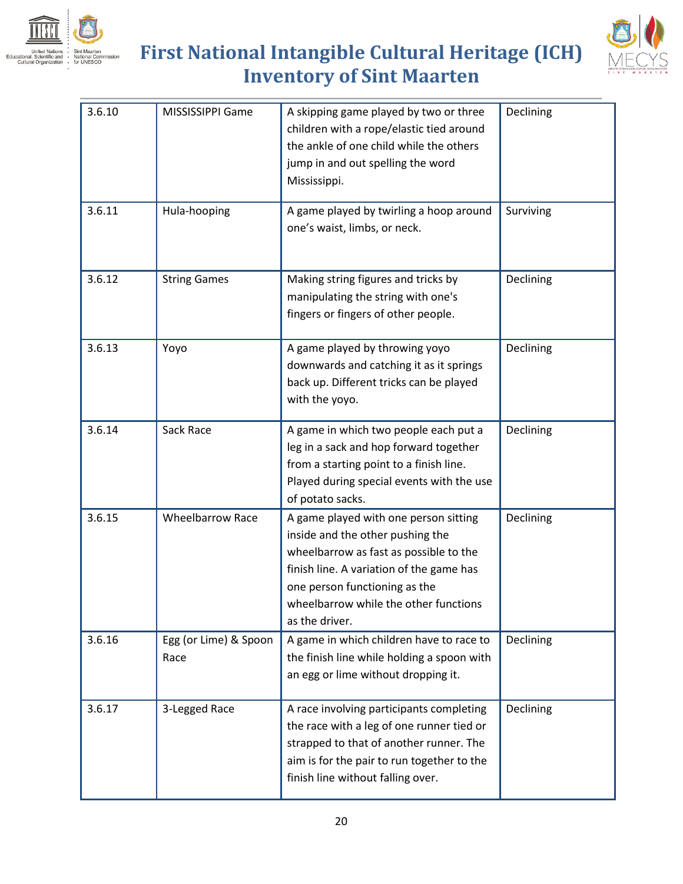| 3.6.10 | MISSISSIPPI Game | A skipping game played by two or three children with a rope/elastic tied around the ankle of one child while the others jump in and out spelling the word Mississippi. | Declining |
|---|---|---|---|
| 3.6.11 | Hula-hooping | A game played by twirling a hoop around one's waist, limbs, or neck. | Surviving |
| 3.6.12 | String Games | Making string figures and tricks by manipulating the string with one's fingers or fingers of other people. | Declining |
| 3.6.13 | Yoyo | A game played by throwing yoyo downwards and catching it as it springs back up. Different tricks can be played with the yoyo. | Declining |
| 3.6.14 | Sack Race | A game in which two people each put a leg in a sack and hop forward together from a starting point to a finish line. Played during special events with the use of potato sacks. | Declining |
| 3.6.15 | Wheelbarrow Race | A game played with one person sitting inside and the other pushing the wheelbarrow as fast as possible to the finish line. A variation of the game has one person functioning as the wheelbarrow while the other functions as the driver. | Declining |
| 3.6.16 | Egg (or Lime) & Spoon Race | A game in which children have to race to the finish line while holding a spoon with an egg or lime without dropping it. | Declining |
| 3.6.17 | 3-Legged Race | A race involving participants completing the race with a leg of one runner tied or strapped to that of another runner. The aim is for the pair to run together to the finish line without falling over. | Declining |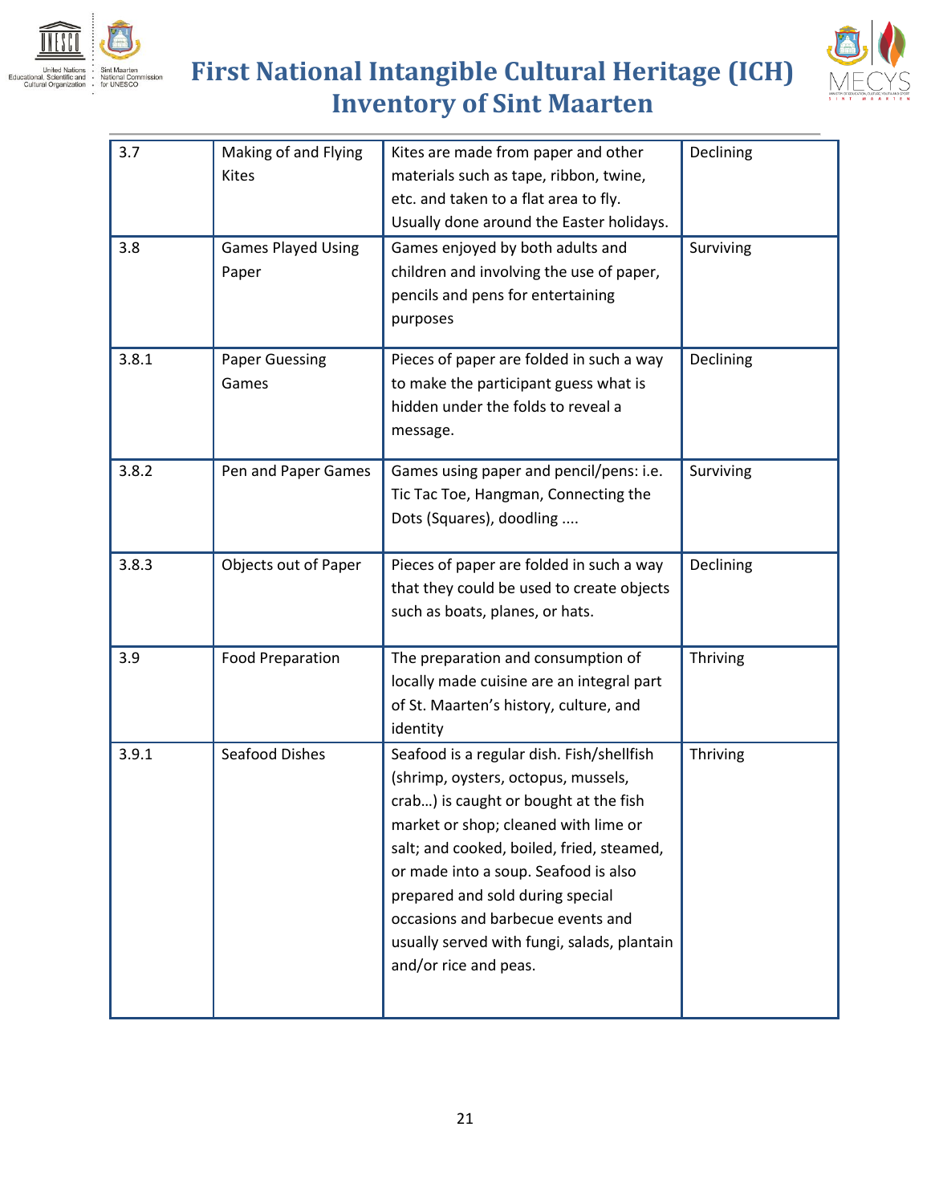| 3.7 | Making of and Flying Kites | Kites are made from paper and other materials such as tape, ribbon, twine, etc. and taken to a flat area to fly. Usually done around the Easter holidays. | Declining |
|---|---|---|---|
| 3.8 | Games Played Using Paper | Games enjoyed by both adults and children and involving the use of paper, pencils and pens for entertaining purposes | Surviving |
| 3.8.1 | Paper Guessing Games | Pieces of paper are folded in such a way to make the participant guess what is hidden under the folds to reveal a message. | Declining |
| 3.8.2 | Pen and Paper Games | Games using paper and pencil/pens: i.e. Tic Tac Toe, Hangman, Connecting the Dots (Squares), doodling .... | Surviving |
| 3.8.3 | Objects out of Paper | Pieces of paper are folded in such a way that they could be used to create objects such as boats, planes, or hats. | Declining |
| 3.9 | Food Preparation | The preparation and consumption of locally made cuisine are an integral part of St. Maarten's history, culture, and identity | Thriving |
| 3.9.1 | Seafood Dishes | Seafood is a regular dish. Fish/shellfish (shrimp, oysters, octopus, mussels, crab…) is caught or bought at the fish market or shop; cleaned with lime or salt; and cooked, boiled, fried, steamed, or made into a soup. Seafood is also prepared and sold during special occasions and barbecue events and usually served with fungi, salads, plantain and/or rice and peas. | Thriving |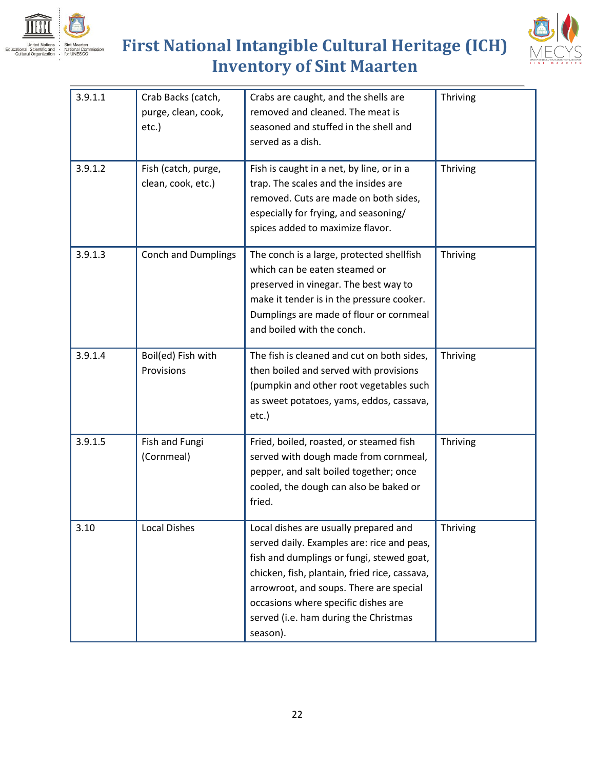| 3.9.1.1 | Crab Backs (catch, purge, clean, cook, etc.) | Crabs are caught, and the shells are removed and cleaned. The meat is seasoned and stuffed in the shell and served as a dish. | Thriving |
|---|---|---|---|
| 3.9.1.2 | Fish (catch, purge, clean, cook, etc.) | Fish is caught in a net, by line, or in a trap. The scales and the insides are removed. Cuts are made on both sides, especially for frying, and seasoning/ spices added to maximize flavor. | Thriving |
| 3.9.1.3 | Conch and Dumplings | The conch is a large, protected shellfish which can be eaten steamed or preserved in vinegar. The best way to make it tender is in the pressure cooker. Dumplings are made of flour or cornmeal and boiled with the conch. | Thriving |
| 3.9.1.4 | Boil(ed) Fish with Provisions | The fish is cleaned and cut on both sides, then boiled and served with provisions (pumpkin and other root vegetables such as sweet potatoes, yams, eddos, cassava, etc.) | Thriving |
| 3.9.1.5 | Fish and Fungi (Cornmeal) | Fried, boiled, roasted, or steamed fish served with dough made from cornmeal, pepper, and salt boiled together; once cooled, the dough can also be baked or fried. | Thriving |
| 3.10 | Local Dishes | Local dishes are usually prepared and served daily. Examples are: rice and peas, fish and dumplings or fungi, stewed goat, chicken, fish, plantain, fried rice, cassava, arrowroot, and soups. There are special occasions where specific dishes are served (i.e. ham during the Christmas season). | Thriving |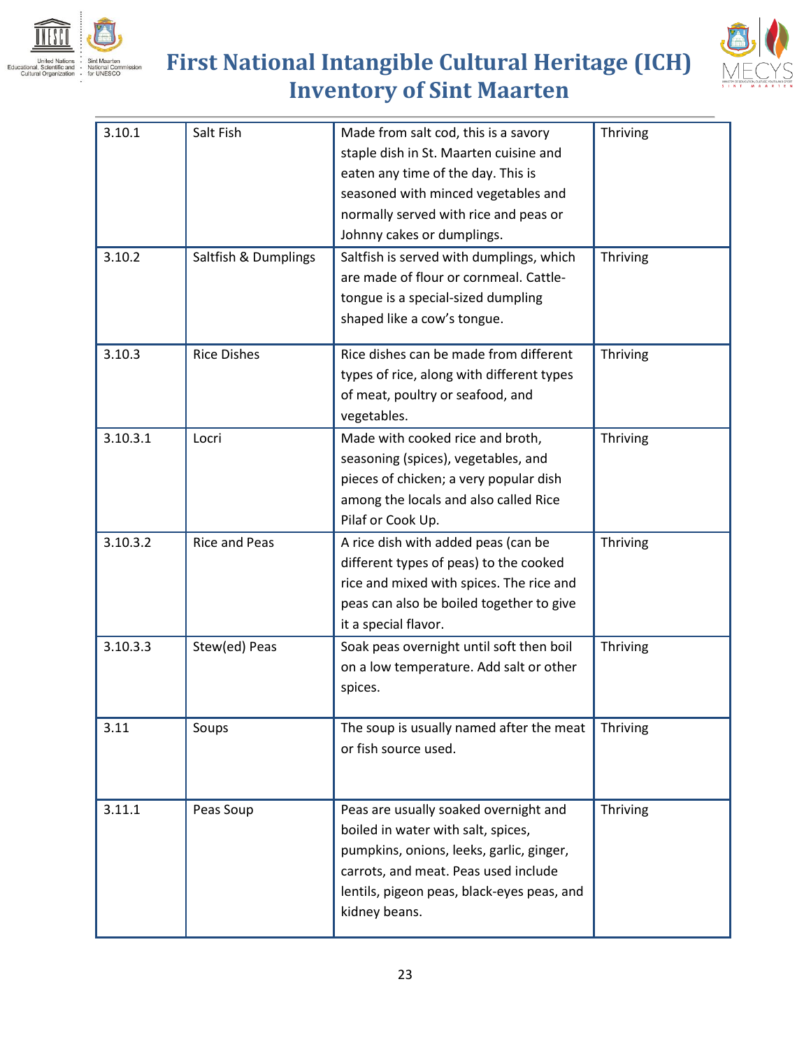| 3.10.1 | Salt Fish | Made from salt cod, this is a savory staple dish in St. Maarten cuisine and eaten any time of the day. This is seasoned with minced vegetables and normally served with rice and peas or Johnny cakes or dumplings. | Thriving |
|---|---|---|---|
| 3.10.2 | Saltfish & Dumplings | Saltfish is served with dumplings, which are made of flour or cornmeal. Cattle-tongue is a special-sized dumpling shaped like a cow's tongue. | Thriving |
| 3.10.3 | Rice Dishes | Rice dishes can be made from different types of rice, along with different types of meat, poultry or seafood, and vegetables. | Thriving |
| 3.10.3.1 | Locri | Made with cooked rice and broth, seasoning (spices), vegetables, and pieces of chicken; a very popular dish among the locals and also called Rice Pilaf or Cook Up. | Thriving |
| 3.10.3.2 | Rice and Peas | A rice dish with added peas (can be different types of peas) to the cooked rice and mixed with spices. The rice and peas can also be boiled together to give it a special flavor. | Thriving |
| 3.10.3.3 | Stew(ed) Peas | Soak peas overnight until soft then boil on a low temperature. Add salt or other spices. | Thriving |
| 3.11 | Soups | The soup is usually named after the meat or fish source used. | Thriving |
| 3.11.1 | Peas Soup | Peas are usually soaked overnight and boiled in water with salt, spices, pumpkins, onions, leeks, garlic, ginger, carrots, and meat. Peas used include lentils, pigeon peas, black-eyes peas, and kidney beans. | Thriving |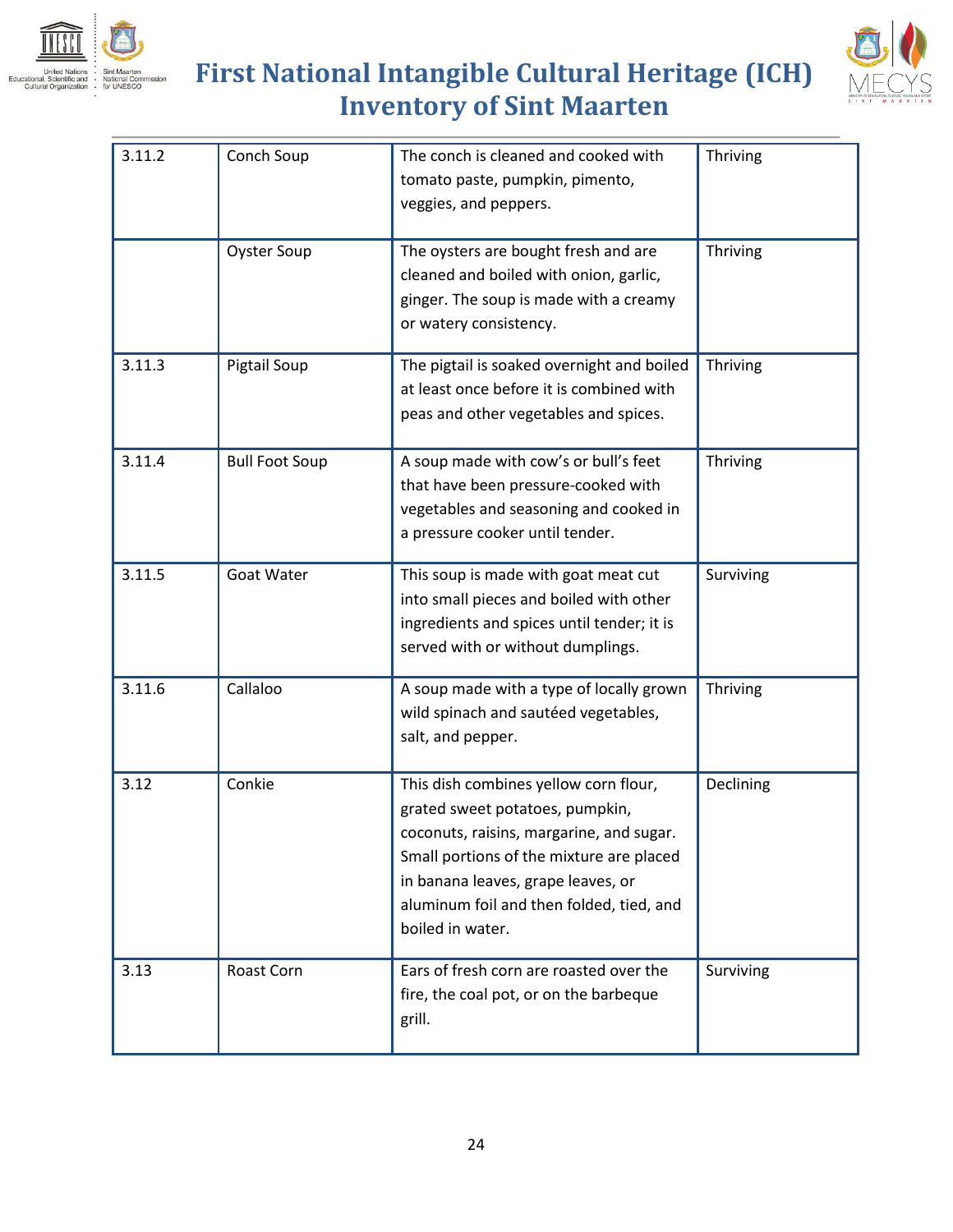| 3.11.2 | Conch Soup | The conch is cleaned and cooked with tomato paste, pumpkin, pimento, veggies, and peppers. | Thriving |
|---|---|---|---|
| | Oyster Soup | The oysters are bought fresh and are cleaned and boiled with onion, garlic, ginger. The soup is made with a creamy or watery consistency. | Thriving |
| 3.11.3 | Pigtail Soup | The pigtail is soaked overnight and boiled at least once before it is combined with peas and other vegetables and spices. | Thriving |
| 3.11.4 | Bull Foot Soup | A soup made with cow's or bull's feet that have been pressure-cooked with vegetables and seasoning and cooked in a pressure cooker until tender. | Thriving |
| 3.11.5 | Goat Water | This soup is made with goat meat cut into small pieces and boiled with other ingredients and spices until tender; it is served with or without dumplings. | Surviving |
| 3.11.6 | Callaloo | A soup made with a type of locally grown wild spinach and sautéed vegetables, salt, and pepper. | Thriving |
| 3.12 | Conkie | This dish combines yellow corn flour, grated sweet potatoes, pumpkin, coconuts, raisins, margarine, and sugar. Small portions of the mixture are placed in banana leaves, grape leaves, or aluminum foil and then folded, tied, and boiled in water. | Declining |
| 3.13 | Roast Corn | Ears of fresh corn are roasted over the fire, the coal pot, or on the barbeque grill. | Surviving |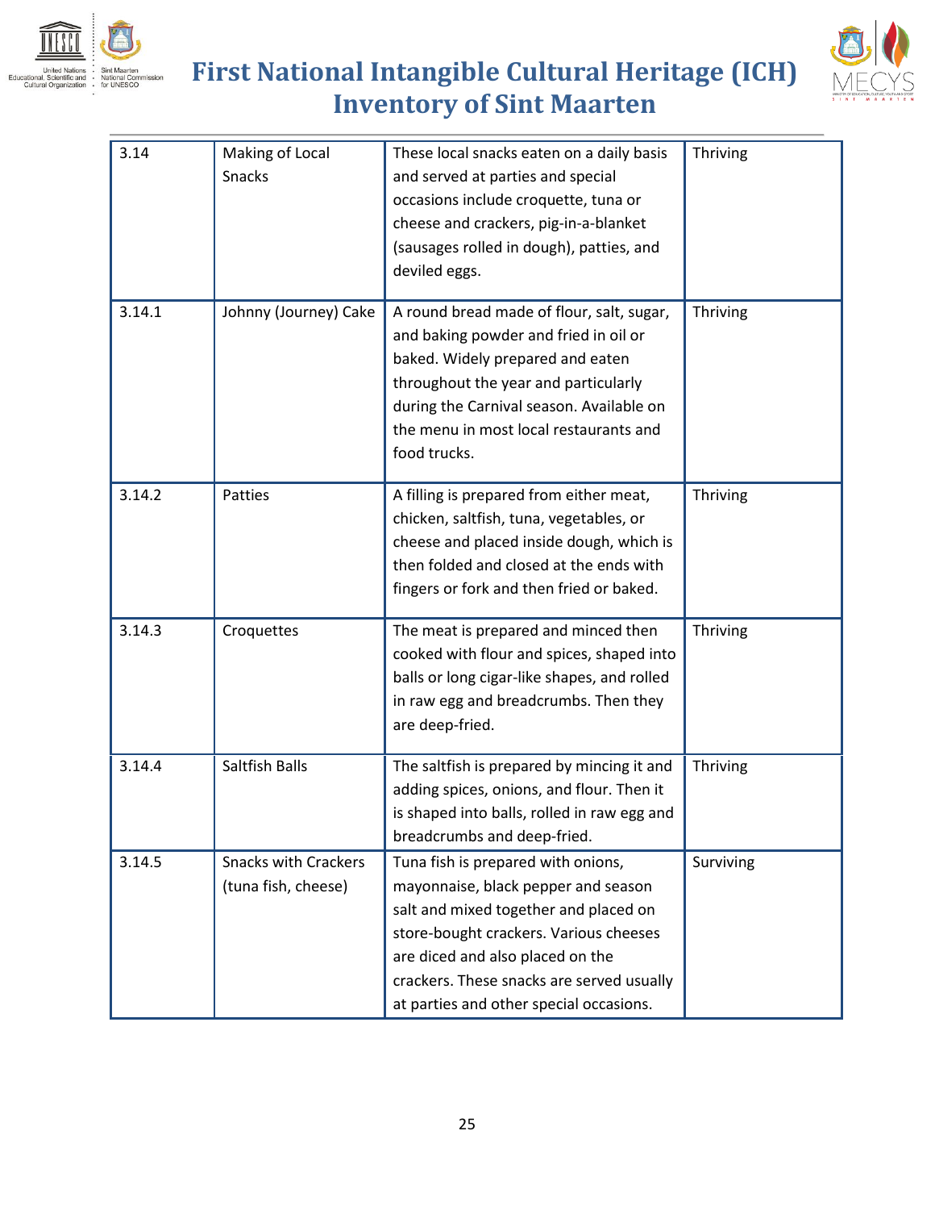| 3.14 | Making of Local Snacks | These local snacks eaten on a daily basis and served at parties and special occasions include croquette, tuna or cheese and crackers, pig-in-a-blanket (sausages rolled in dough), patties, and deviled eggs. | Thriving |
|---|---|---|---|
| 3.14.1 | Johnny (Journey) Cake | A round bread made of flour, salt, sugar, and baking powder and fried in oil or baked. Widely prepared and eaten throughout the year and particularly during the Carnival season. Available on the menu in most local restaurants and food trucks. | Thriving |
| 3.14.2 | Patties | A filling is prepared from either meat, chicken, saltfish, tuna, vegetables, or cheese and placed inside dough, which is then folded and closed at the ends with fingers or fork and then fried or baked. | Thriving |
| 3.14.3 | Croquettes | The meat is prepared and minced then cooked with flour and spices, shaped into balls or long cigar-like shapes, and rolled in raw egg and breadcrumbs. Then they are deep-fried. | Thriving |
| 3.14.4 | Saltfish Balls | The saltfish is prepared by mincing it and adding spices, onions, and flour. Then it is shaped into balls, rolled in raw egg and breadcrumbs and deep-fried. | Thriving |
| 3.14.5 | Snacks with Crackers (tuna fish, cheese) | Tuna fish is prepared with onions, mayonnaise, black pepper and season salt and mixed together and placed on store-bought crackers. Various cheeses are diced and also placed on the crackers. These snacks are served usually at parties and other special occasions. | Surviving |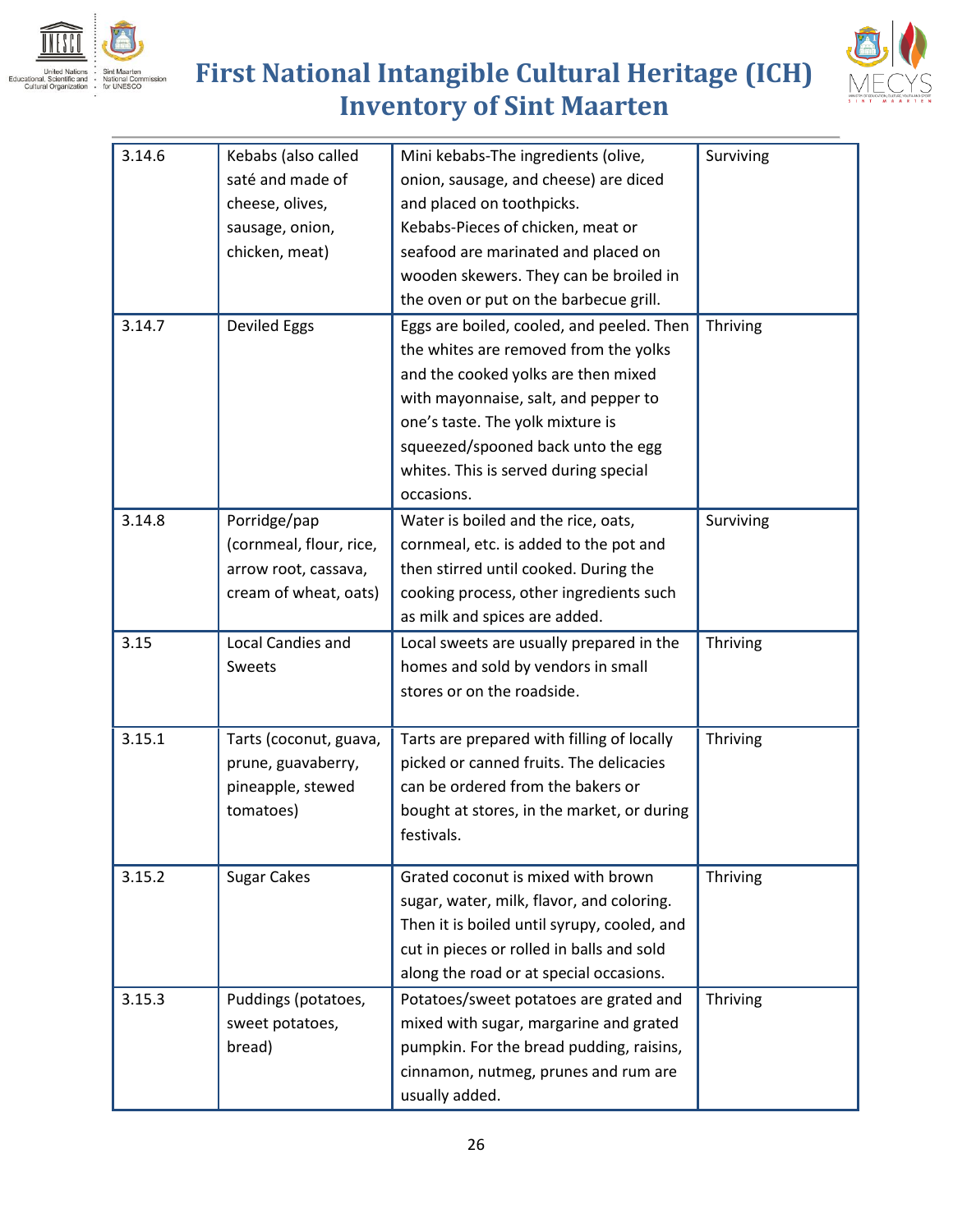| 3.14.6 | Kebabs (also called saté and made of cheese, olives, sausage, onion, chicken, meat) | Mini kebabs-The ingredients (olive, onion, sausage, and cheese) are diced and placed on toothpicks. Kebabs-Pieces of chicken, meat or seafood are marinated and placed on wooden skewers. They can be broiled in the oven or put on the barbecue grill. | Surviving |
|---|---|---|---|
| 3.14.7 | Deviled Eggs | Eggs are boiled, cooled, and peeled. Then the whites are removed from the yolks and the cooked yolks are then mixed with mayonnaise, salt, and pepper to one's taste. The yolk mixture is squeezed/spooned back unto the egg whites. This is served during special occasions. | Thriving |
| 3.14.8 | Porridge/pap (cornmeal, flour, rice, arrow root, cassava, cream of wheat, oats) | Water is boiled and the rice, oats, cornmeal, etc. is added to the pot and then stirred until cooked. During the cooking process, other ingredients such as milk and spices are added. | Surviving |
| 3.15 | Local Candies and Sweets | Local sweets are usually prepared in the homes and sold by vendors in small stores or on the roadside. | Thriving |
| 3.15.1 | Tarts (coconut, guava, prune, guavaberry, pineapple, stewed tomatoes) | Tarts are prepared with filling of locally picked or canned fruits. The delicacies can be ordered from the bakers or bought at stores, in the market, or during festivals. | Thriving |
| 3.15.2 | Sugar Cakes | Grated coconut is mixed with brown sugar, water, milk, flavor, and coloring. Then it is boiled until syrupy, cooled, and cut in pieces or rolled in balls and sold along the road or at special occasions. | Thriving |
| 3.15.3 | Puddings (potatoes, sweet potatoes, bread) | Potatoes/sweet potatoes are grated and mixed with sugar, margarine and grated pumpkin. For the bread pudding, raisins, cinnamon, nutmeg, prunes and rum are usually added. | Thriving |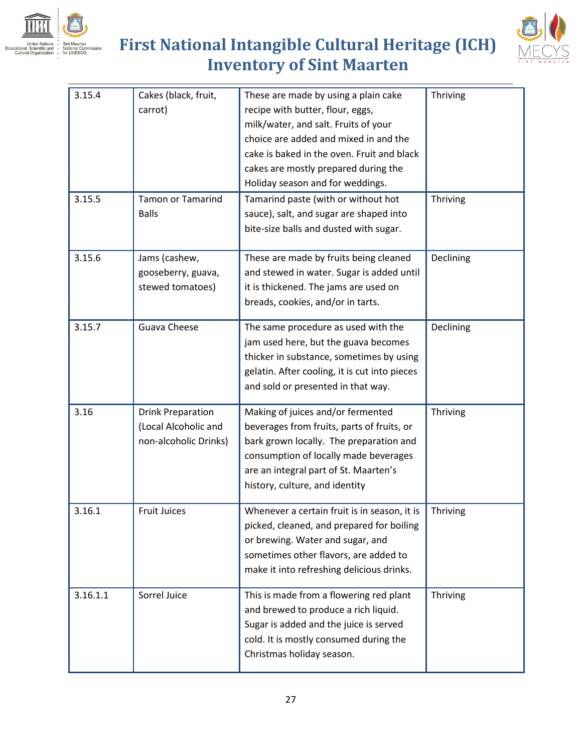| 3.15.4 | Cakes (black, fruit, carrot) | These are made by using a plain cake recipe with butter, flour, eggs, milk/water, and salt. Fruits of your choice are added and mixed in and the cake is baked in the oven. Fruit and black cakes are mostly prepared during the Holiday season and for weddings. | Thriving |
|---|---|---|---|
| 3.15.5 | Tamon or Tamarind Balls | Tamarind paste (with or without hot sauce), salt, and sugar are shaped into bite-size balls and dusted with sugar. | Thriving |
| 3.15.6 | Jams (cashew, gooseberry, guava, stewed tomatoes) | These are made by fruits being cleaned and stewed in water. Sugar is added until it is thickened. The jams are used on breads, cookies, and/or in tarts. | Declining |
| 3.15.7 | Guava Cheese | The same procedure as used with the jam used here, but the guava becomes thicker in substance, sometimes by using gelatin. After cooling, it is cut into pieces and sold or presented in that way. | Declining |
| 3.16 | Drink Preparation (Local Alcoholic and non-alcoholic Drinks) | Making of juices and/or fermented beverages from fruits, parts of fruits, or bark grown locally. The preparation and consumption of locally made beverages are an integral part of St. Maarten's history, culture, and identity | Thriving |
| 3.16.1 | Fruit Juices | Whenever a certain fruit is in season, it is picked, cleaned, and prepared for boiling or brewing. Water and sugar, and sometimes other flavors, are added to make it into refreshing delicious drinks. | Thriving |
| 3.16.1.1 | Sorrel Juice | This is made from a flowering red plant and brewed to produce a rich liquid. Sugar is added and the juice is served cold. It is mostly consumed during the Christmas holiday season. | Thriving |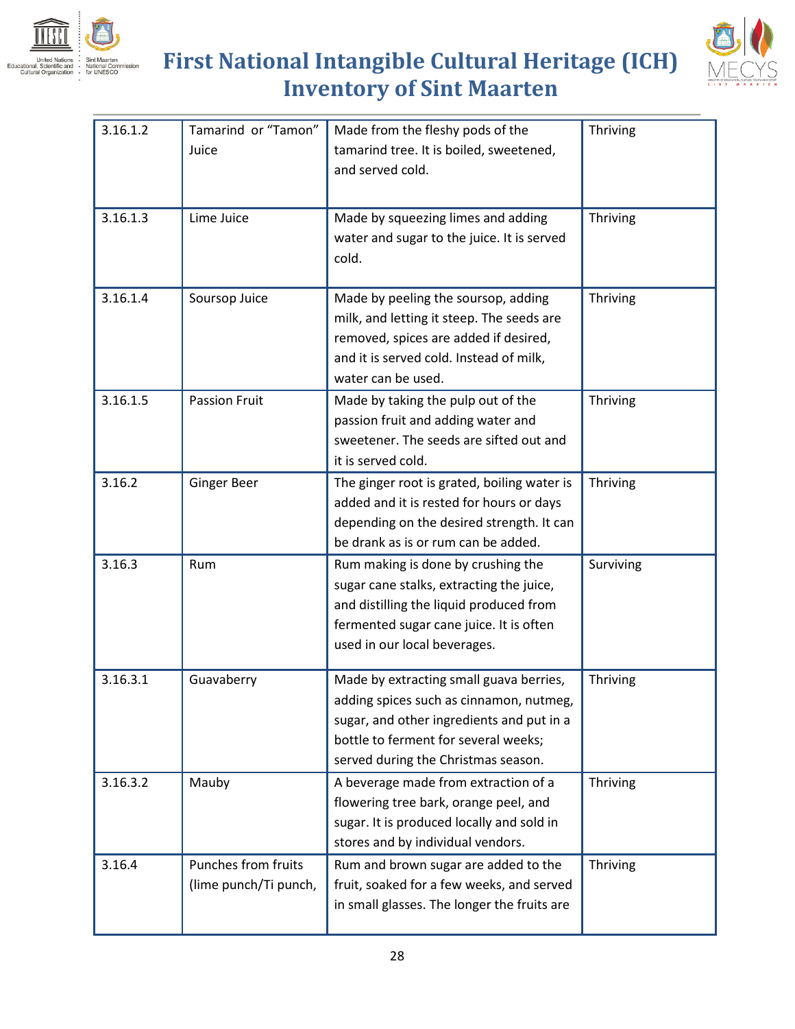| 3.16.1.2 | Tamarind or "Tamon" Juice | Made from the fleshy pods of the tamarind tree. It is boiled, sweetened, and served cold. | Thriving |
|---|---|---|---|
| 3.16.1.3 | Lime Juice | Made by squeezing limes and adding water and sugar to the juice. It is served cold. | Thriving |
| 3.16.1.4 | Soursop Juice | Made by peeling the soursop, adding milk, and letting it steep. The seeds are removed, spices are added if desired, and it is served cold. Instead of milk, water can be used. | Thriving |
| 3.16.1.5 | Passion Fruit | Made by taking the pulp out of the passion fruit and adding water and sweetener. The seeds are sifted out and it is served cold. | Thriving |
| 3.16.2 | Ginger Beer | The ginger root is grated, boiling water is added and it is rested for hours or days depending on the desired strength. It can be drank as is or rum can be added. | Thriving |
| 3.16.3 | Rum | Rum making is done by crushing the sugar cane stalks, extracting the juice, and distilling the liquid produced from fermented sugar cane juice. It is often used in our local beverages. | Surviving |
| 3.16.3.1 | Guavaberry | Made by extracting small guava berries, adding spices such as cinnamon, nutmeg, sugar, and other ingredients and put in a bottle to ferment for several weeks; served during the Christmas season. | Thriving |
| 3.16.3.2 | Mauby | A beverage made from extraction of a flowering tree bark, orange peel, and sugar. It is produced locally and sold in stores and by individual vendors. | Thriving |
| 3.16.4 | Punches from fruits (lime punch/Ti punch, | Rum and brown sugar are added to the fruit, soaked for a few weeks, and served in small glasses. The longer the fruits are | Thriving |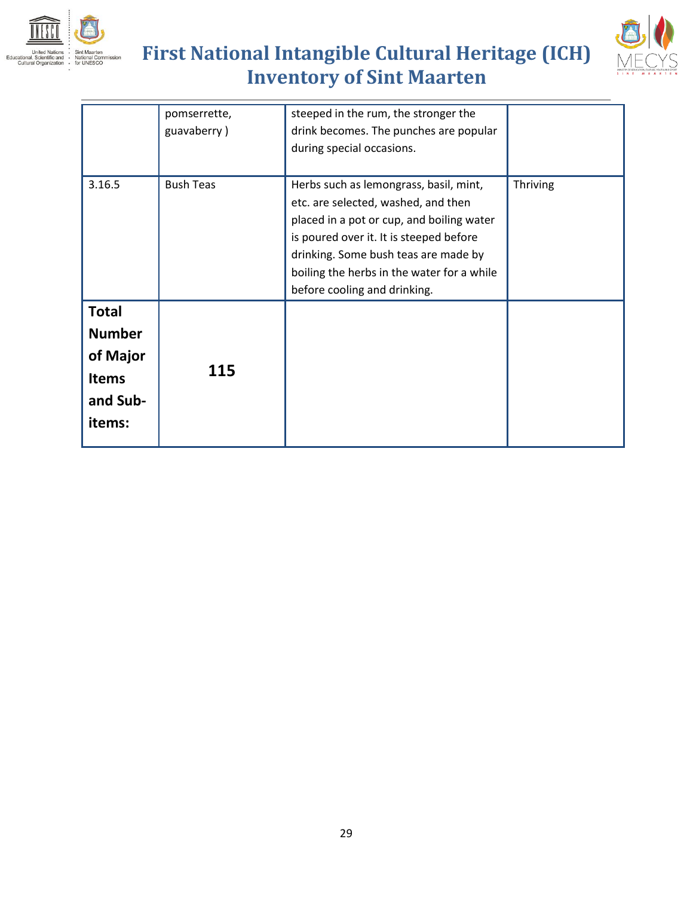|  |  |  |  |
|---|---|---|---|
|  | pomserrette, guavaberry ) | steeped in the rum, the stronger the drink becomes. The punches are popular during special occasions. |  |
| 3.16.5 | Bush Teas | Herbs such as lemongrass, basil, mint, etc. are selected, washed, and then placed in a pot or cup, and boiling water is poured over it. It is steeped before drinking. Some bush teas are made by boiling the herbs in the water for a while before cooling and drinking. | Thriving |
| **Total Number of Major Items and Sub-items:** | **115** |  |  |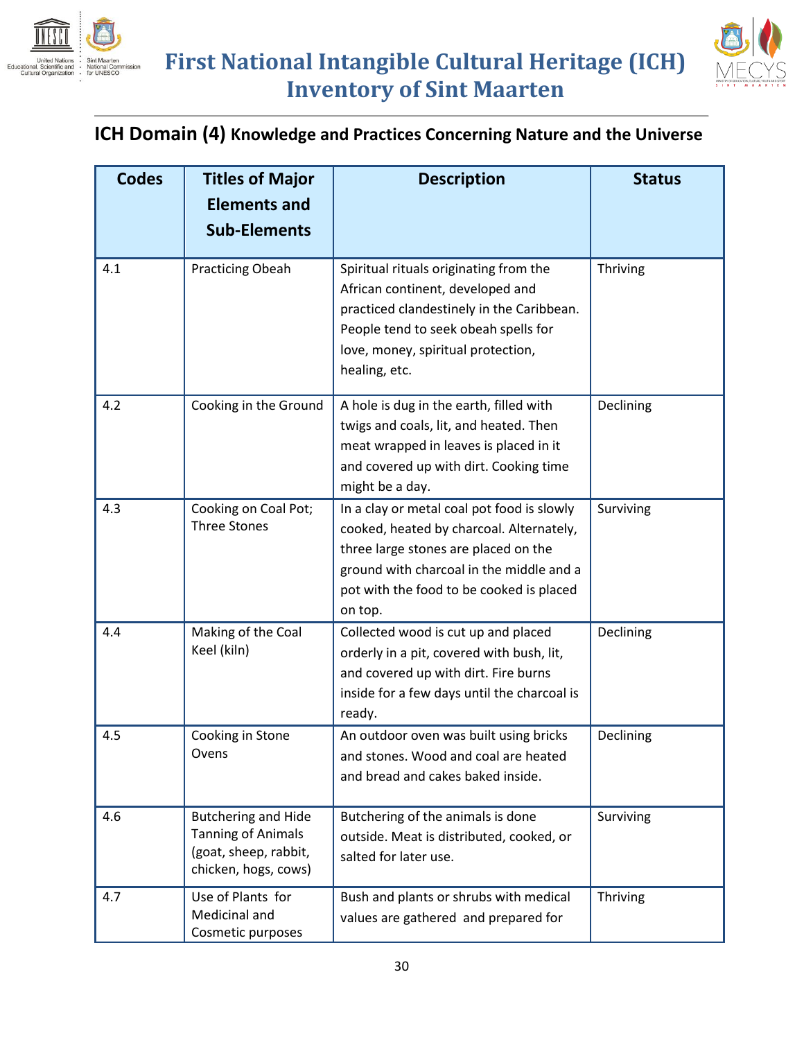## ICH Domain (4) Knowledge and Practices Concerning Nature and the Universe

| Codes | Titles of Major Elements and Sub-Elements | Description | Status |
|---|---|---|---|
| 4.1 | Practicing Obeah | Spiritual rituals originating from the African continent, developed and practiced clandestinely in the Caribbean. People tend to seek obeah spells for love, money, spiritual protection, healing, etc. | Thriving |
| 4.2 | Cooking in the Ground | A hole is dug in the earth, filled with twigs and coals, lit, and heated. Then meat wrapped in leaves is placed in it and covered up with dirt. Cooking time might be a day. | Declining |
| 4.3 | Cooking on Coal Pot; Three Stones | In a clay or metal coal pot food is slowly cooked, heated by charcoal. Alternately, three large stones are placed on the ground with charcoal in the middle and a pot with the food to be cooked is placed on top. | Surviving |
| 4.4 | Making of the Coal Keel (kiln) | Collected wood is cut up and placed orderly in a pit, covered with bush, lit, and covered up with dirt. Fire burns inside for a few days until the charcoal is ready. | Declining |
| 4.5 | Cooking in Stone Ovens | An outdoor oven was built using bricks and stones. Wood and coal are heated and bread and cakes baked inside. | Declining |
| 4.6 | Butchering and Hide Tanning of Animals (goat, sheep, rabbit, chicken, hogs, cows) | Butchering of the animals is done outside. Meat is distributed, cooked, or salted for later use. | Surviving |
| 4.7 | Use of Plants for Medicinal and Cosmetic purposes | Bush and plants or shrubs with medical values are gathered and prepared for | Thriving |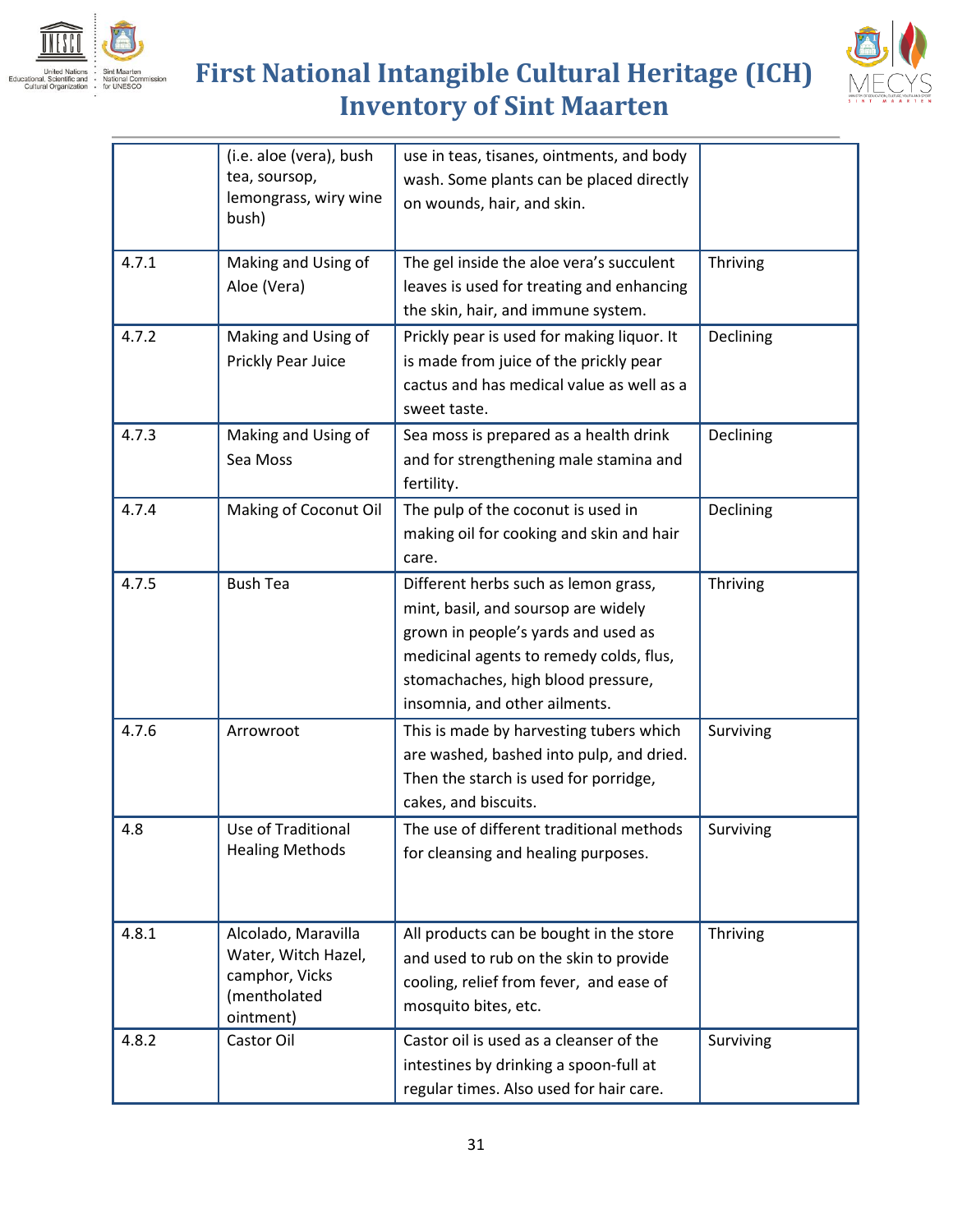| | | | |
|---|---|---|---|
| | (i.e. aloe (vera), bush tea, soursop, lemongrass, wiry wine bush) | use in teas, tisanes, ointments, and body wash. Some plants can be placed directly on wounds, hair, and skin. | |
| 4.7.1 | Making and Using of Aloe (Vera) | The gel inside the aloe vera's succulent leaves is used for treating and enhancing the skin, hair, and immune system. | Thriving |
| 4.7.2 | Making and Using of Prickly Pear Juice | Prickly pear is used for making liquor. It is made from juice of the prickly pear cactus and has medical value as well as a sweet taste. | Declining |
| 4.7.3 | Making and Using of Sea Moss | Sea moss is prepared as a health drink and for strengthening male stamina and fertility. | Declining |
| 4.7.4 | Making of Coconut Oil | The pulp of the coconut is used in making oil for cooking and skin and hair care. | Declining |
| 4.7.5 | Bush Tea | Different herbs such as lemon grass, mint, basil, and soursop are widely grown in people's yards and used as medicinal agents to remedy colds, flus, stomachaches, high blood pressure, insomnia, and other ailments. | Thriving |
| 4.7.6 | Arrowroot | This is made by harvesting tubers which are washed, bashed into pulp, and dried. Then the starch is used for porridge, cakes, and biscuits. | Surviving |
| 4.8 | Use of Traditional Healing Methods | The use of different traditional methods for cleansing and healing purposes. | Surviving |
| 4.8.1 | Alcolado, Maravilla Water, Witch Hazel, camphor, Vicks (mentholated ointment) | All products can be bought in the store and used to rub on the skin to provide cooling, relief from fever, and ease of mosquito bites, etc. | Thriving |
| 4.8.2 | Castor Oil | Castor oil is used as a cleanser of the intestines by drinking a spoon-full at regular times. Also used for hair care. | Surviving |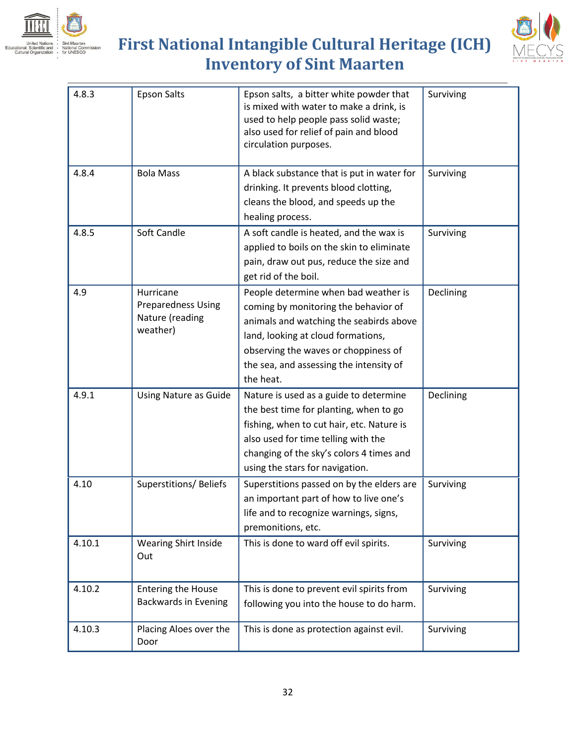| 4.8.3 | Epson Salts | Epson salts, a bitter white powder that is mixed with water to make a drink, is used to help people pass solid waste; also used for relief of pain and blood circulation purposes. | Surviving |
|---|---|---|---|
| 4.8.4 | Bola Mass | A black substance that is put in water for drinking. It prevents blood clotting, cleans the blood, and speeds up the healing process. | Surviving |
| 4.8.5 | Soft Candle | A soft candle is heated, and the wax is applied to boils on the skin to eliminate pain, draw out pus, reduce the size and get rid of the boil. | Surviving |
| 4.9 | Hurricane Preparedness Using Nature (reading weather) | People determine when bad weather is coming by monitoring the behavior of animals and watching the seabirds above land, looking at cloud formations, observing the waves or choppiness of the sea, and assessing the intensity of the heat. | Declining |
| 4.9.1 | Using Nature as Guide | Nature is used as a guide to determine the best time for planting, when to go fishing, when to cut hair, etc. Nature is also used for time telling with the changing of the sky's colors 4 times and using the stars for navigation. | Declining |
| 4.10 | Superstitions/ Beliefs | Superstitions passed on by the elders are an important part of how to live one's life and to recognize warnings, signs, premonitions, etc. | Surviving |
| 4.10.1 | Wearing Shirt Inside Out | This is done to ward off evil spirits. | Surviving |
| 4.10.2 | Entering the House Backwards in Evening | This is done to prevent evil spirits from following you into the house to do harm. | Surviving |
| 4.10.3 | Placing Aloes over the Door | This is done as protection against evil. | Surviving |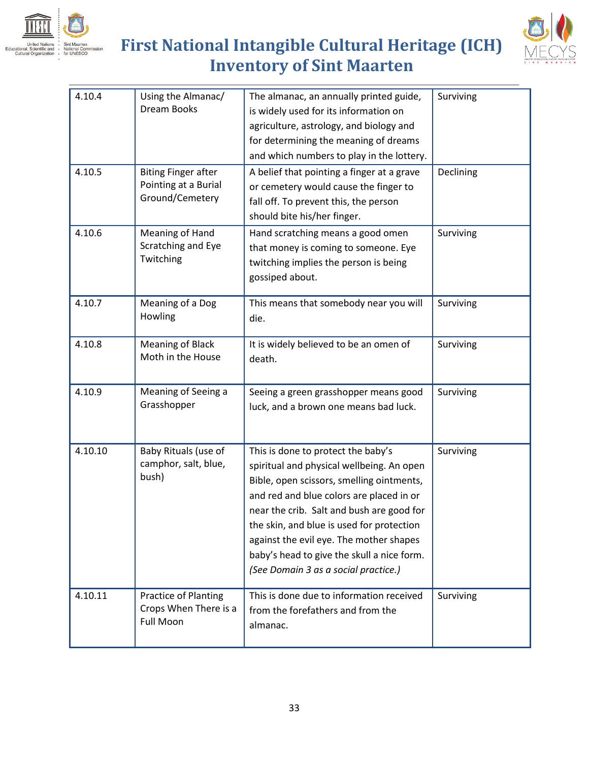| 4.10.4 | Using the Almanac/ Dream Books | The almanac, an annually printed guide, is widely used for its information on agriculture, astrology, and biology and for determining the meaning of dreams and which numbers to play in the lottery. | Surviving |
|---|---|---|---|
| 4.10.5 | Biting Finger after Pointing at a Burial Ground/Cemetery | A belief that pointing a finger at a grave or cemetery would cause the finger to fall off. To prevent this, the person should bite his/her finger. | Declining |
| 4.10.6 | Meaning of Hand Scratching and Eye Twitching | Hand scratching means a good omen that money is coming to someone. Eye twitching implies the person is being gossiped about. | Surviving |
| 4.10.7 | Meaning of a Dog Howling | This means that somebody near you will die. | Surviving |
| 4.10.8 | Meaning of Black Moth in the House | It is widely believed to be an omen of death. | Surviving |
| 4.10.9 | Meaning of Seeing a Grasshopper | Seeing a green grasshopper means good luck, and a brown one means bad luck. | Surviving |
| 4.10.10 | Baby Rituals (use of camphor, salt, blue, bush) | This is done to protect the baby's spiritual and physical wellbeing. An open Bible, open scissors, smelling ointments, and red and blue colors are placed in or near the crib. Salt and bush are good for the skin, and blue is used for protection against the evil eye. The mother shapes baby's head to give the skull a nice form. *(See Domain 3 as a social practice.)* | Surviving |
| 4.10.11 | Practice of Planting Crops When There is a Full Moon | This is done due to information received from the forefathers and from the almanac. | Surviving |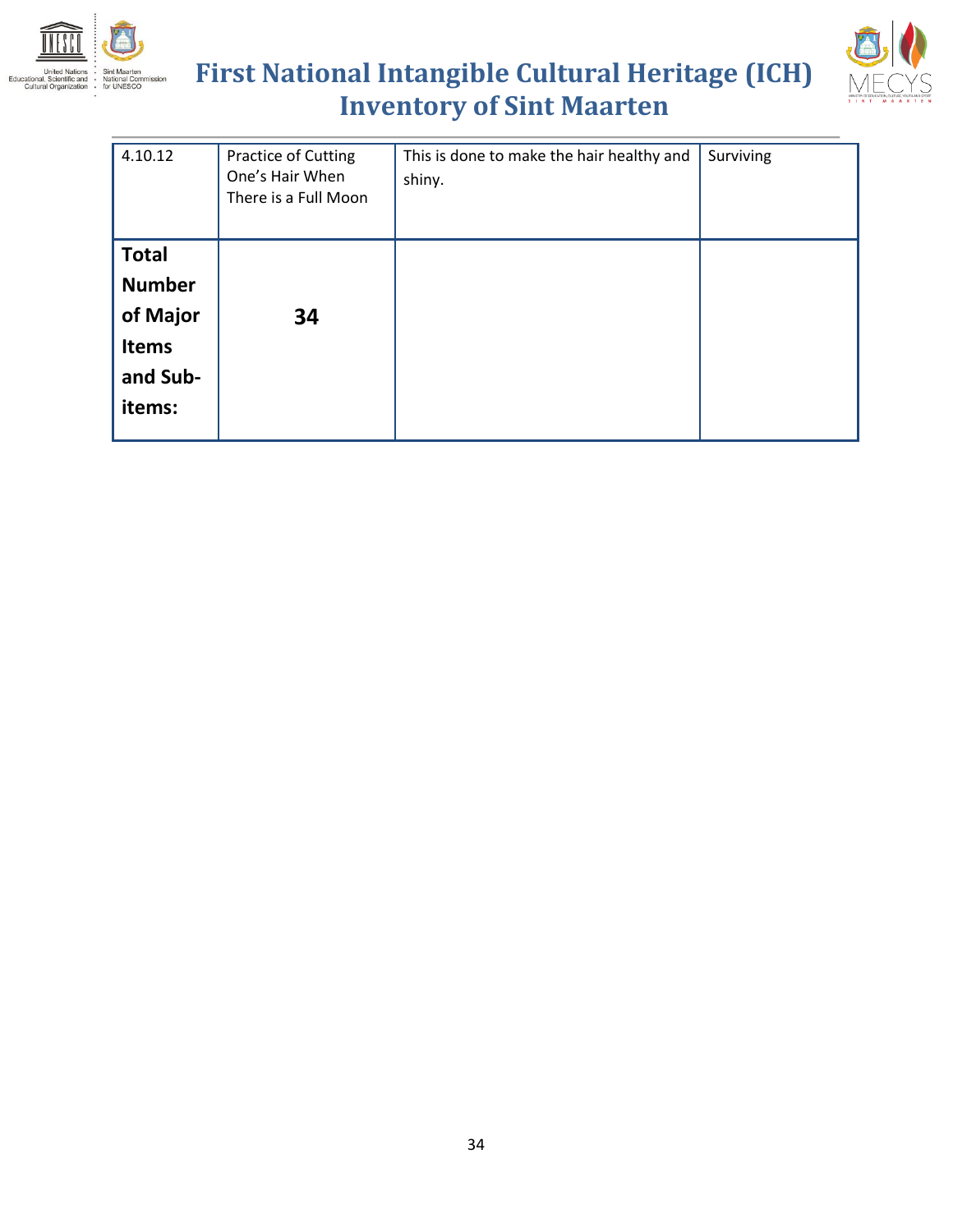| 4.10.12 | Practice of Cutting One's Hair When There is a Full Moon | This is done to make the hair healthy and shiny. | Surviving |
|---|---|---|---|
| **Total Number of Major Items and Sub-items:** | **34** | | |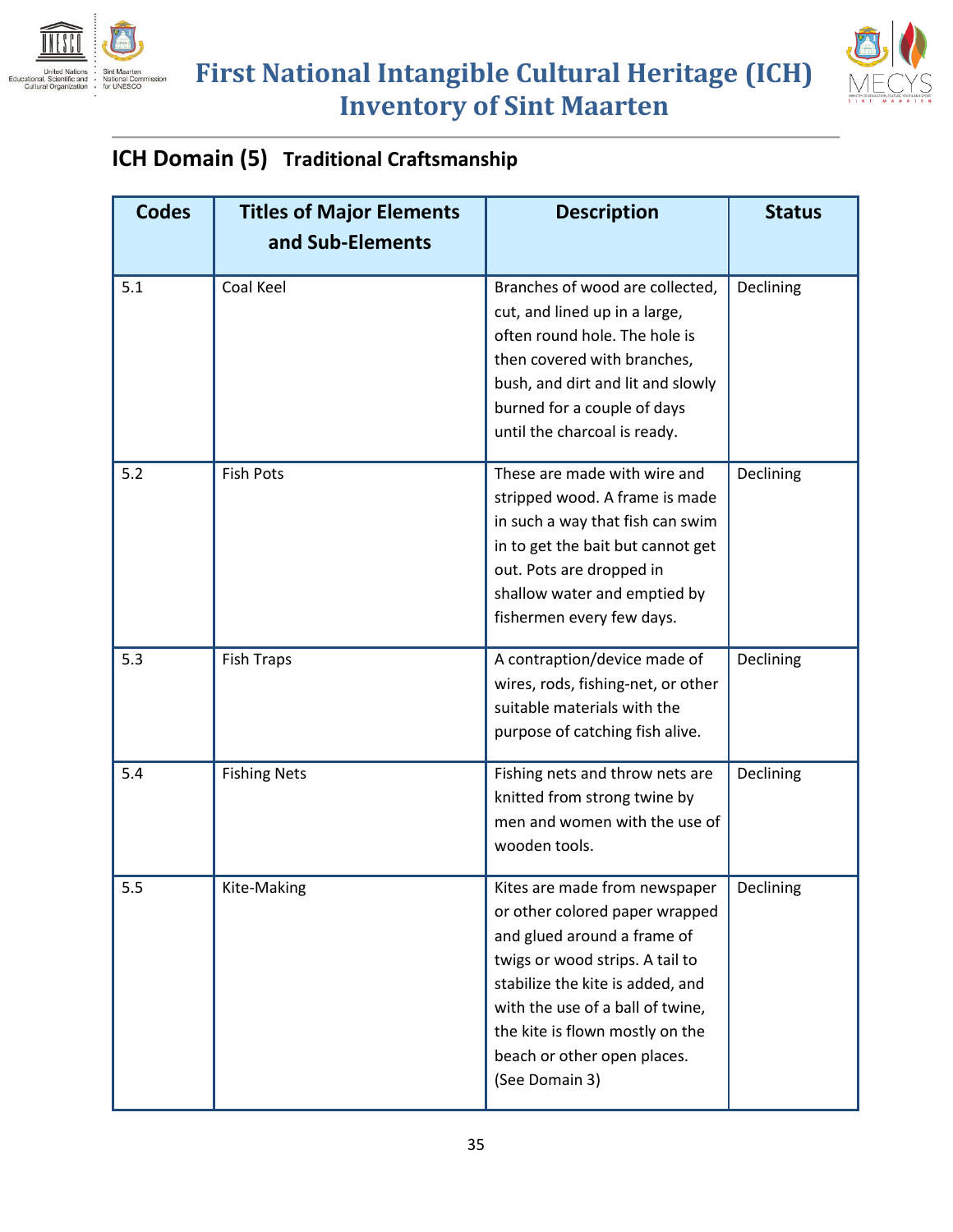## ICH Domain (5) Traditional Craftsmanship

| Codes | Titles of Major Elements and Sub-Elements | Description | Status |
|---|---|---|---|
| 5.1 | Coal Keel | Branches of wood are collected, cut, and lined up in a large, often round hole. The hole is then covered with branches, bush, and dirt and lit and slowly burned for a couple of days until the charcoal is ready. | Declining |
| 5.2 | Fish Pots | These are made with wire and stripped wood. A frame is made in such a way that fish can swim in to get the bait but cannot get out. Pots are dropped in shallow water and emptied by fishermen every few days. | Declining |
| 5.3 | Fish Traps | A contraption/device made of wires, rods, fishing-net, or other suitable materials with the purpose of catching fish alive. | Declining |
| 5.4 | Fishing Nets | Fishing nets and throw nets are knitted from strong twine by men and women with the use of wooden tools. | Declining |
| 5.5 | Kite-Making | Kites are made from newspaper or other colored paper wrapped and glued around a frame of twigs or wood strips. A tail to stabilize the kite is added, and with the use of a ball of twine, the kite is flown mostly on the beach or other open places. (See Domain 3) | Declining |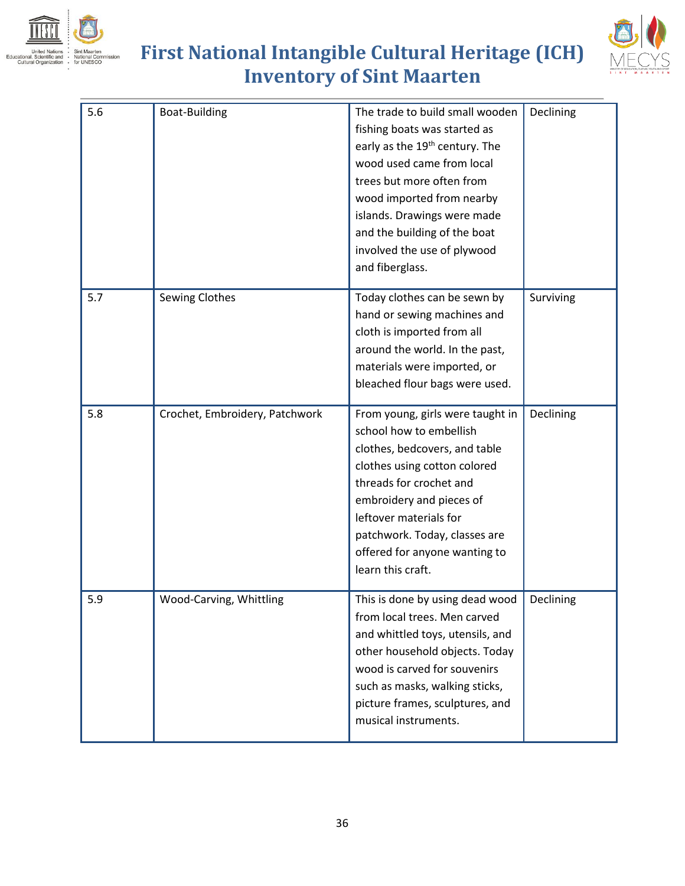| 5.6 | Boat-Building | The trade to build small wooden fishing boats was started as early as the 19th century. The wood used came from local trees but more often from wood imported from nearby islands. Drawings were made and the building of the boat involved the use of plywood and fiberglass. | Declining |
|---|---|---|---|
| 5.7 | Sewing Clothes | Today clothes can be sewn by hand or sewing machines and cloth is imported from all around the world. In the past, materials were imported, or bleached flour bags were used. | Surviving |
| 5.8 | Crochet, Embroidery, Patchwork | From young, girls were taught in school how to embellish clothes, bedcovers, and table clothes using cotton colored threads for crochet and embroidery and pieces of leftover materials for patchwork. Today, classes are offered for anyone wanting to learn this craft. | Declining |
| 5.9 | Wood-Carving, Whittling | This is done by using dead wood from local trees. Men carved and whittled toys, utensils, and other household objects. Today wood is carved for souvenirs such as masks, walking sticks, picture frames, sculptures, and musical instruments. | Declining |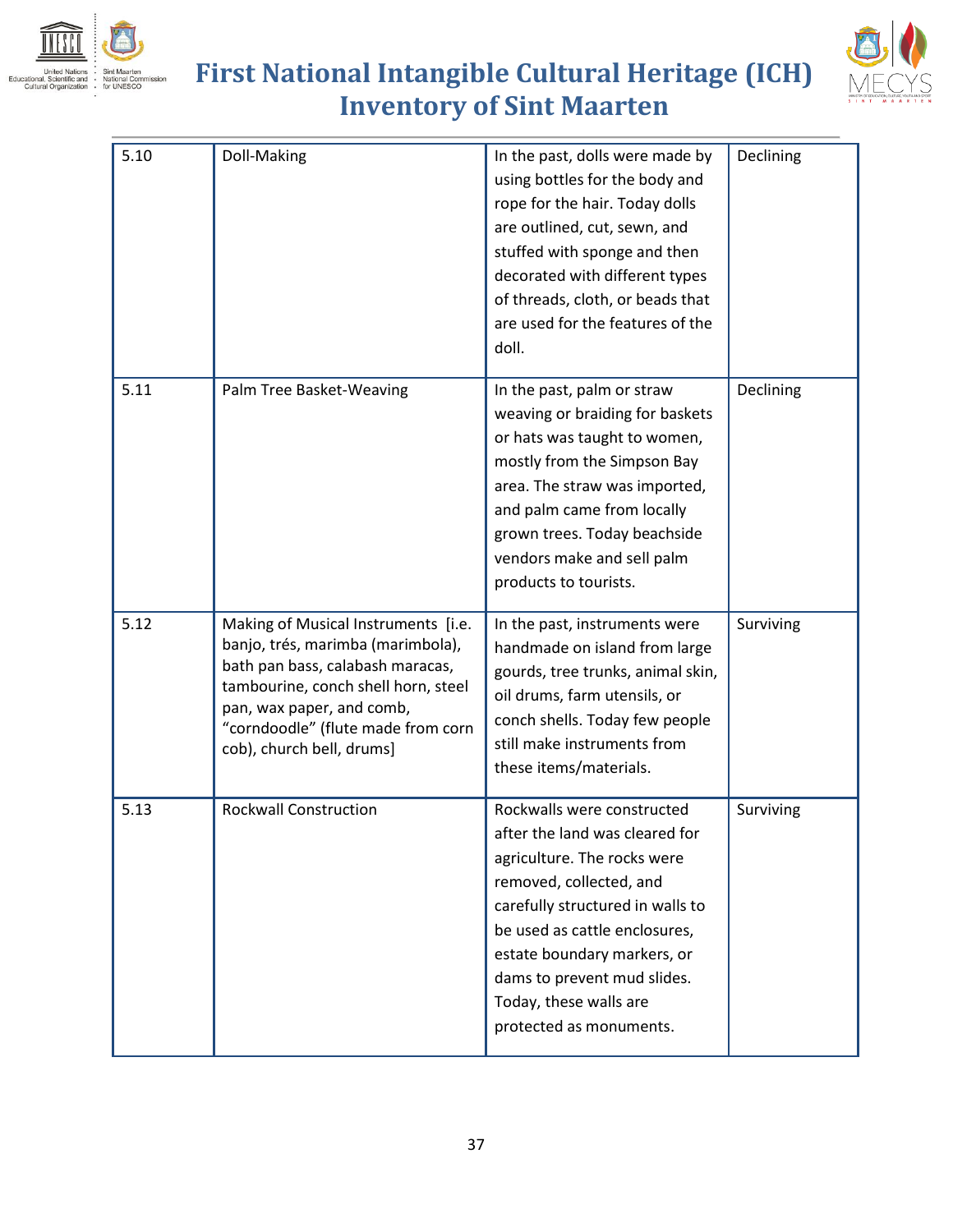| 5.10 | Doll-Making | In the past, dolls were made by using bottles for the body and rope for the hair. Today dolls are outlined, cut, sewn, and stuffed with sponge and then decorated with different types of threads, cloth, or beads that are used for the features of the doll. | Declining |
|---|---|---|---|
| 5.11 | Palm Tree Basket-Weaving | In the past, palm or straw weaving or braiding for baskets or hats was taught to women, mostly from the Simpson Bay area. The straw was imported, and palm came from locally grown trees. Today beachside vendors make and sell palm products to tourists. | Declining |
| 5.12 | Making of Musical Instruments [i.e. banjo, trés, marimba (marimbola), bath pan bass, calabash maracas, tambourine, conch shell horn, steel pan, wax paper, and comb, "corndoodle" (flute made from corn cob), church bell, drums] | In the past, instruments were handmade on island from large gourds, tree trunks, animal skin, oil drums, farm utensils, or conch shells. Today few people still make instruments from these items/materials. | Surviving |
| 5.13 | Rockwall Construction | Rockwalls were constructed after the land was cleared for agriculture. The rocks were removed, collected, and carefully structured in walls to be used as cattle enclosures, estate boundary markers, or dams to prevent mud slides. Today, these walls are protected as monuments. | Surviving |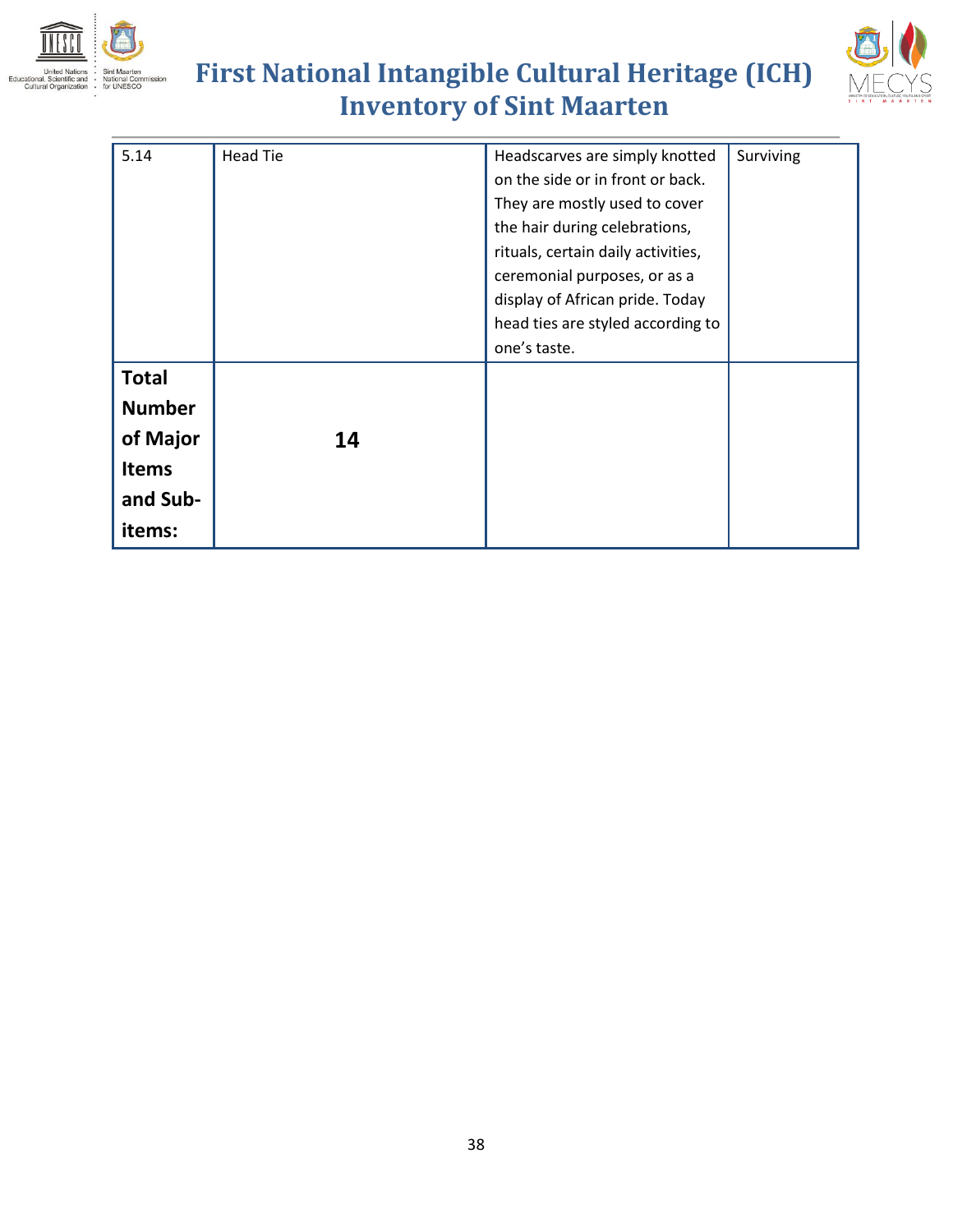| | | | |
|---|---|---|---|
| 5.14 | Head Tie | Headscarves are simply knotted on the side or in front or back. They are mostly used to cover the hair during celebrations, rituals, certain daily activities, ceremonial purposes, or as a display of African pride. Today head ties are styled according to one's taste. | Surviving |
| **Total Number of Major Items and Sub-items:** | **14** | | |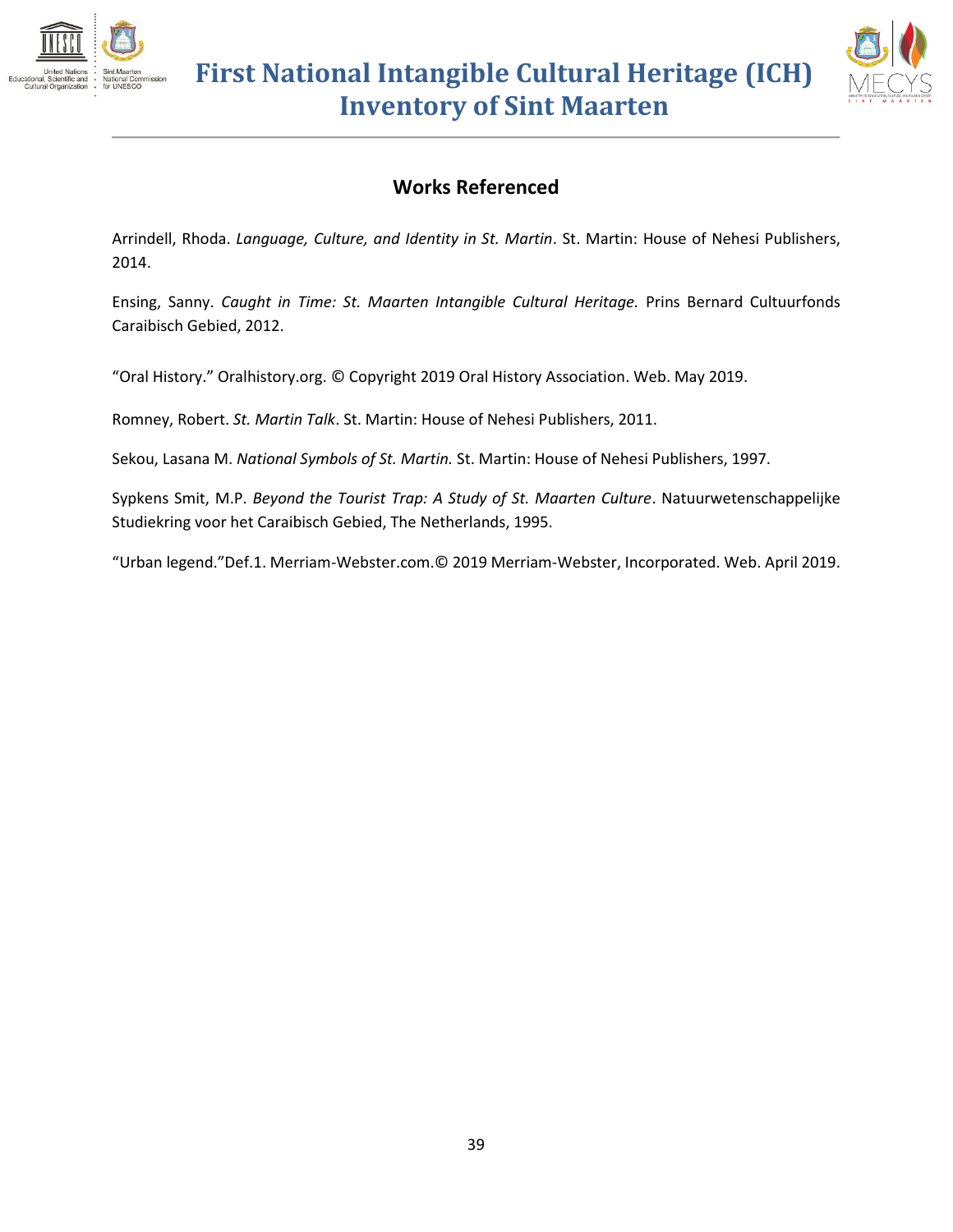## Works Referenced

Arrindell, Rhoda. *Language, Culture, and Identity in St. Martin*. St. Martin: House of Nehesi Publishers, 2014.

Ensing, Sanny. *Caught in Time: St. Maarten Intangible Cultural Heritage.* Prins Bernard Cultuurfonds Caraibisch Gebied, 2012.

"Oral History." Oralhistory.org. © Copyright 2019 Oral History Association. Web. May 2019.

Romney, Robert. *St. Martin Talk*. St. Martin: House of Nehesi Publishers, 2011.

Sekou, Lasana M. *National Symbols of St. Martin.* St. Martin: House of Nehesi Publishers, 1997.

Sypkens Smit, M.P. *Beyond the Tourist Trap: A Study of St. Maarten Culture*. Natuurwetenschappelijke Studiekring voor het Caraibisch Gebied, The Netherlands, 1995.

"Urban legend."Def.1. Merriam-Webster.com.© 2019 Merriam-Webster, Incorporated. Web. April 2019.